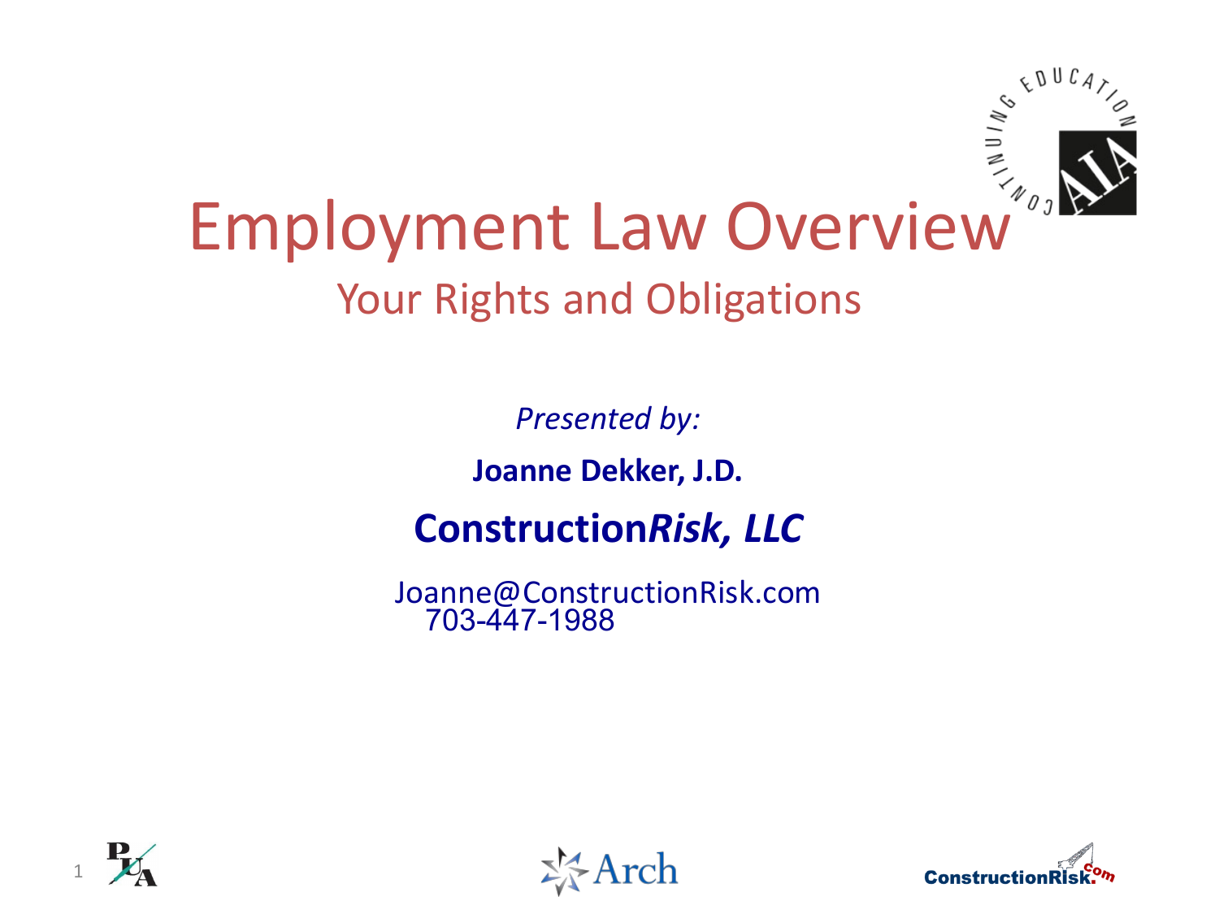# Employment Law Overview

## Your Rights and Obligations

*Presented by:*

**Joanne Dekker, J.D.**

**Construction*Risk, LLC***

Joanne@ConstructionRisk.com
703-447-1988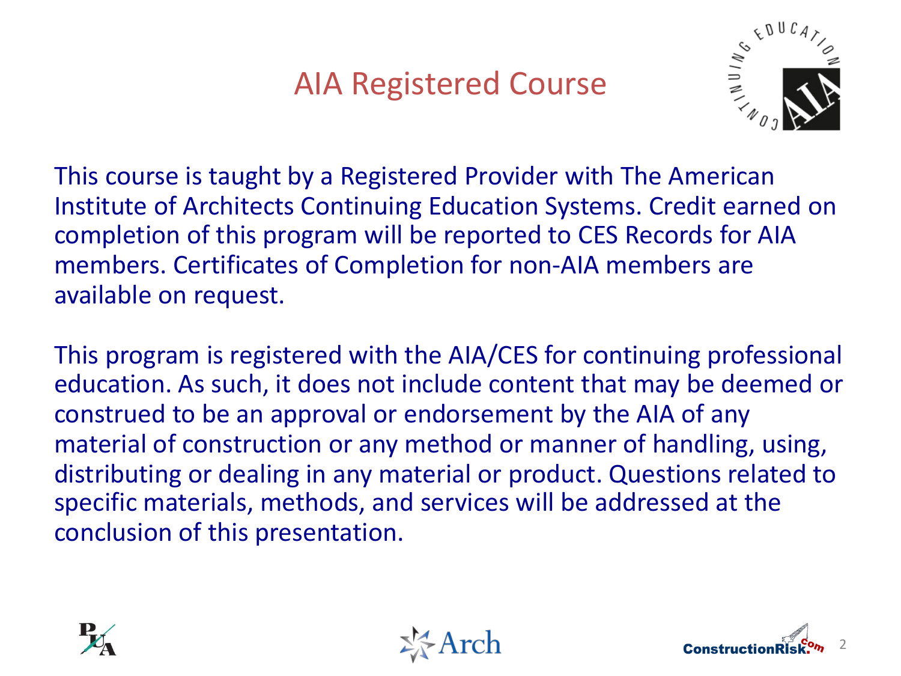# AIA Registered Course

This course is taught by a Registered Provider with The American Institute of Architects Continuing Education Systems. Credit earned on completion of this program will be reported to CES Records for AIA members. Certificates of Completion for non-AIA members are available on request.

This program is registered with the AIA/CES for continuing professional education. As such, it does not include content that may be deemed or construed to be an approval or endorsement by the AIA of any material of construction or any method or manner of handling, using, distributing or dealing in any material or product. Questions related to specific materials, methods, and services will be addressed at the conclusion of this presentation.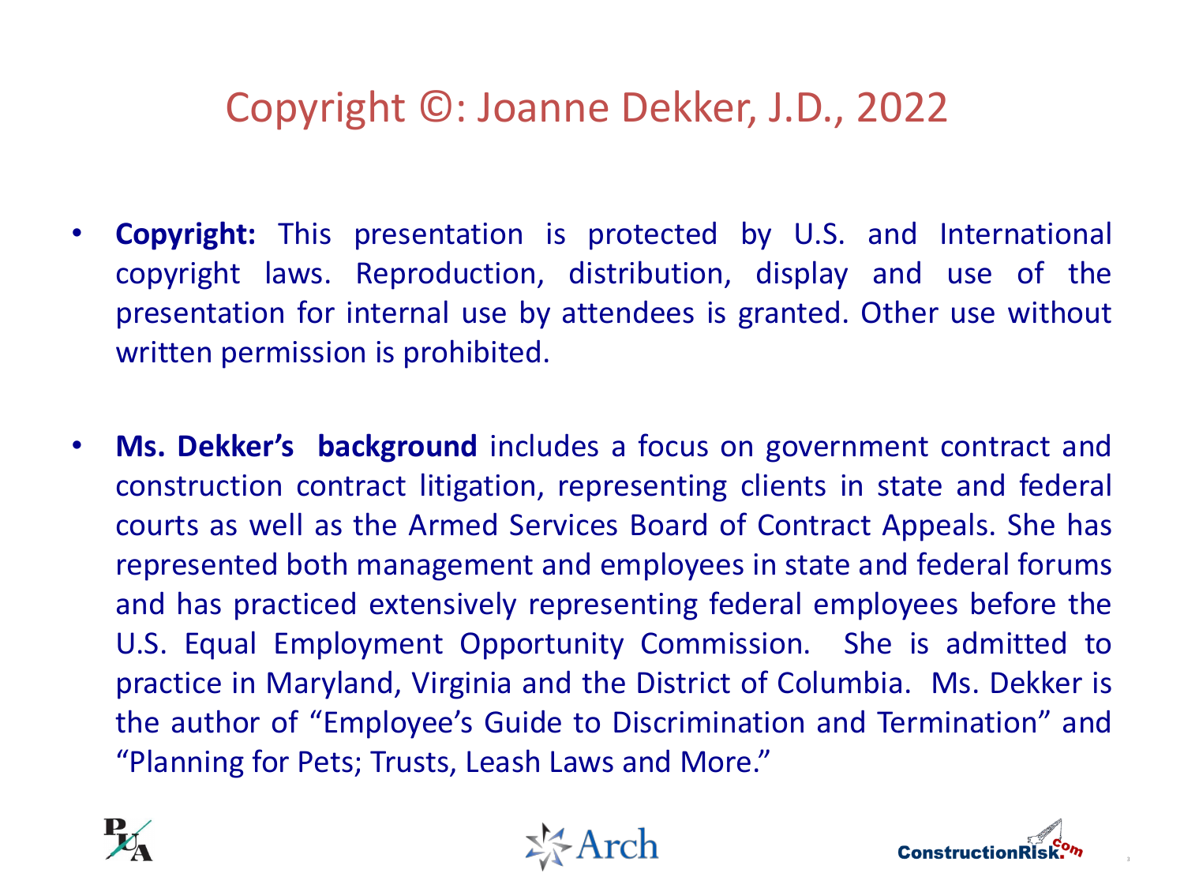# Copyright ©: Joanne Dekker, J.D., 2022

- **Copyright:** This presentation is protected by U.S. and International copyright laws. Reproduction, distribution, display and use of the presentation for internal use by attendees is granted. Other use without written permission is prohibited.

- **Ms. Dekker's background** includes a focus on government contract and construction contract litigation, representing clients in state and federal courts as well as the Armed Services Board of Contract Appeals. She has represented both management and employees in state and federal forums and has practiced extensively representing federal employees before the U.S. Equal Employment Opportunity Commission. She is admitted to practice in Maryland, Virginia and the District of Columbia. Ms. Dekker is the author of "Employee's Guide to Discrimination and Termination" and "Planning for Pets; Trusts, Leash Laws and More."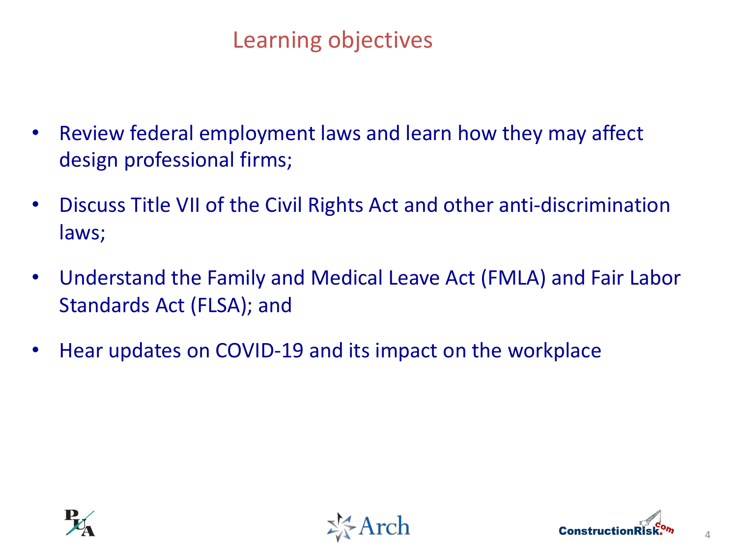# Learning objectives

- Review federal employment laws and learn how they may affect design professional firms;
- Discuss Title VII of the Civil Rights Act and other anti-discrimination laws;
- Understand the Family and Medical Leave Act (FMLA) and Fair Labor Standards Act (FLSA); and
- Hear updates on COVID-19 and its impact on the workplace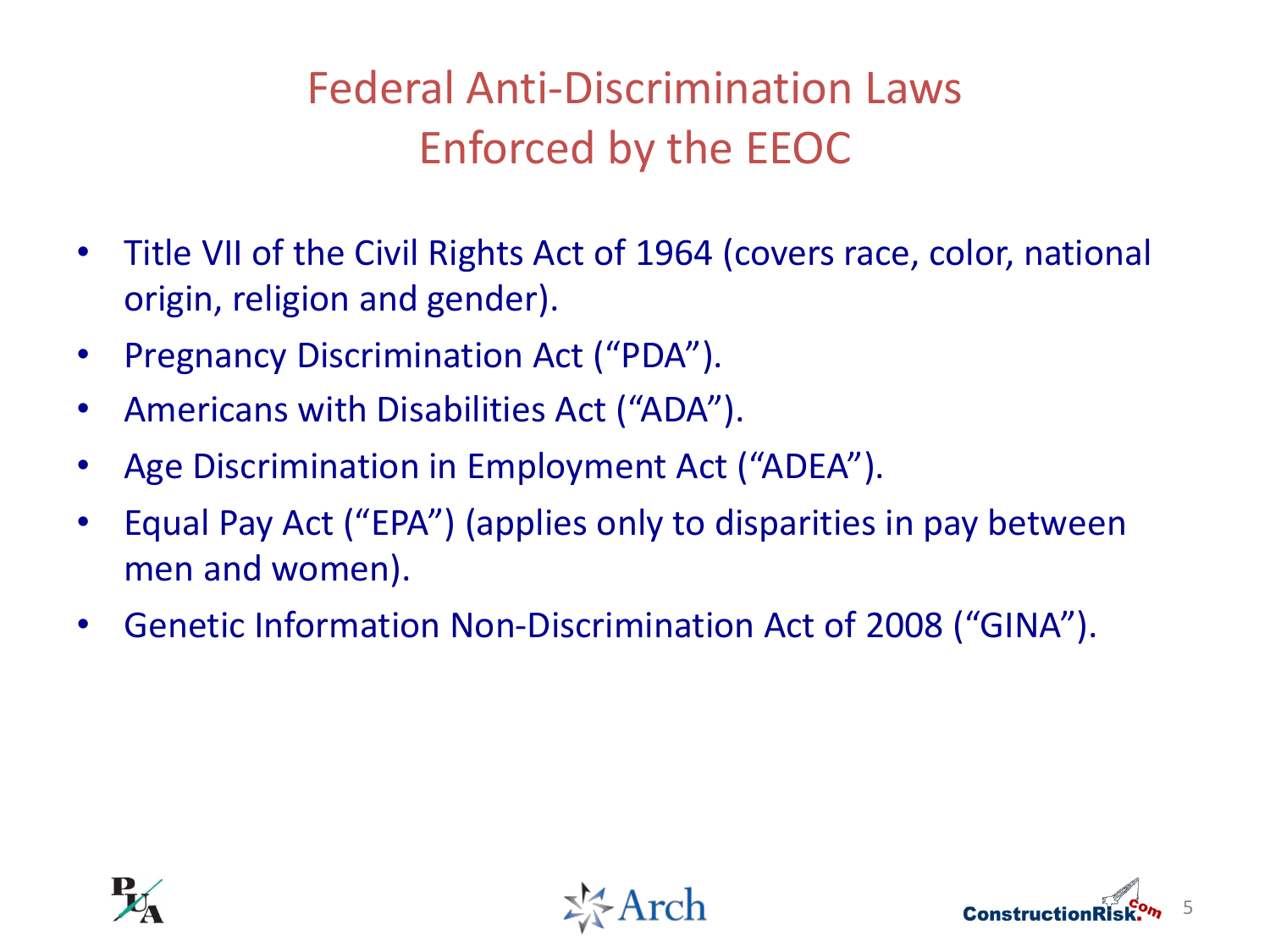# Federal Anti-Discrimination Laws Enforced by the EEOC

- Title VII of the Civil Rights Act of 1964 (covers race, color, national origin, religion and gender).
- Pregnancy Discrimination Act ("PDA").
- Americans with Disabilities Act ("ADA").
- Age Discrimination in Employment Act ("ADEA").
- Equal Pay Act ("EPA") (applies only to disparities in pay between men and women).
- Genetic Information Non-Discrimination Act of 2008 ("GINA").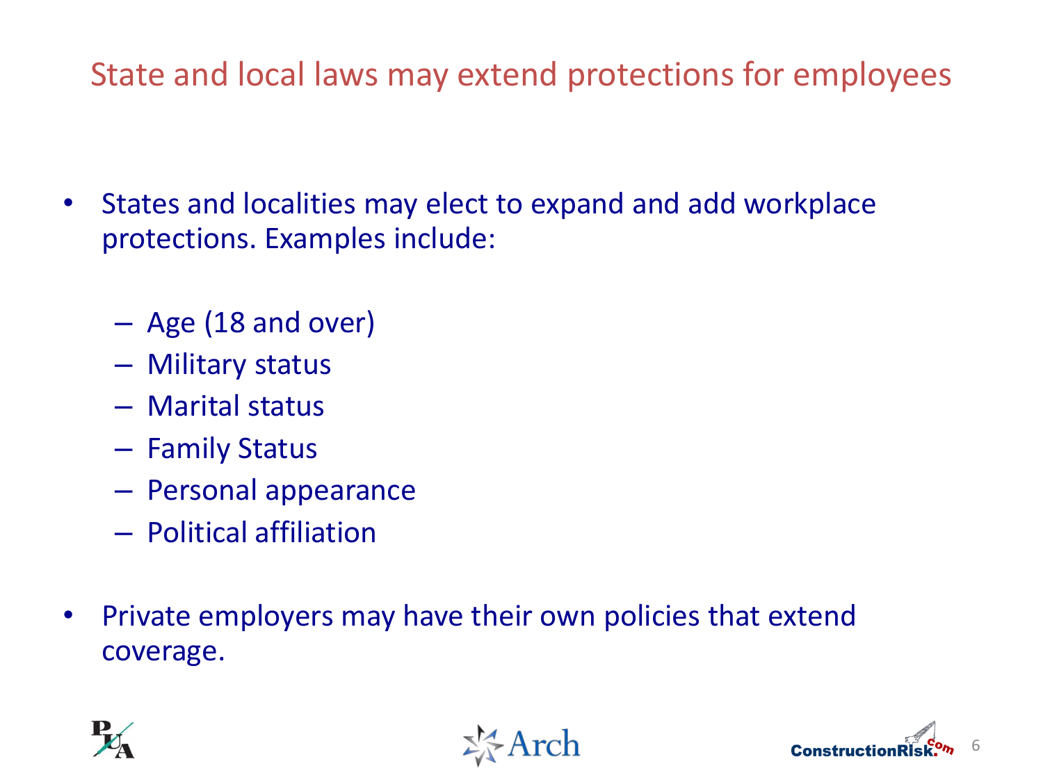# State and local laws may extend protections for employees

- States and localities may elect to expand and add workplace protections. Examples include:
  - Age (18 and over)
  - Military status
  - Marital status
  - Family Status
  - Personal appearance
  - Political affiliation
- Private employers may have their own policies that extend coverage.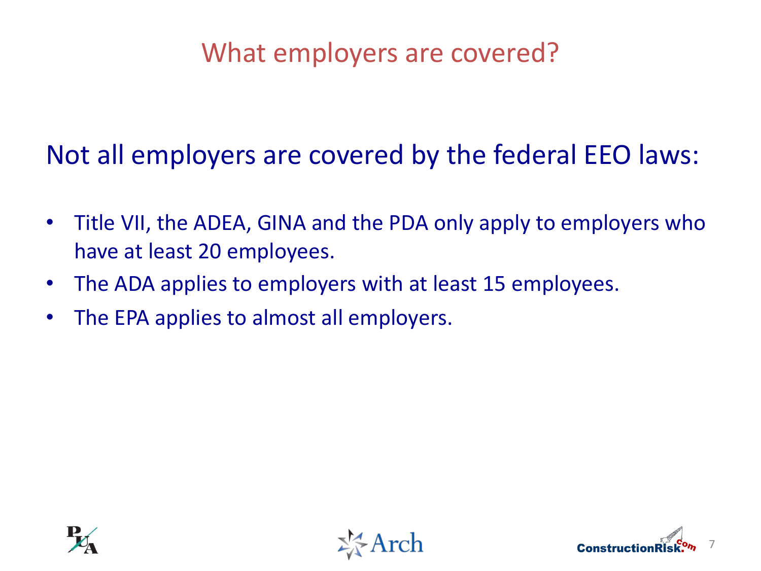# What employers are covered?

Not all employers are covered by the federal EEO laws:

- Title VII, the ADEA, GINA and the PDA only apply to employers who have at least 20 employees.
- The ADA applies to employers with at least 15 employees.
- The EPA applies to almost all employers.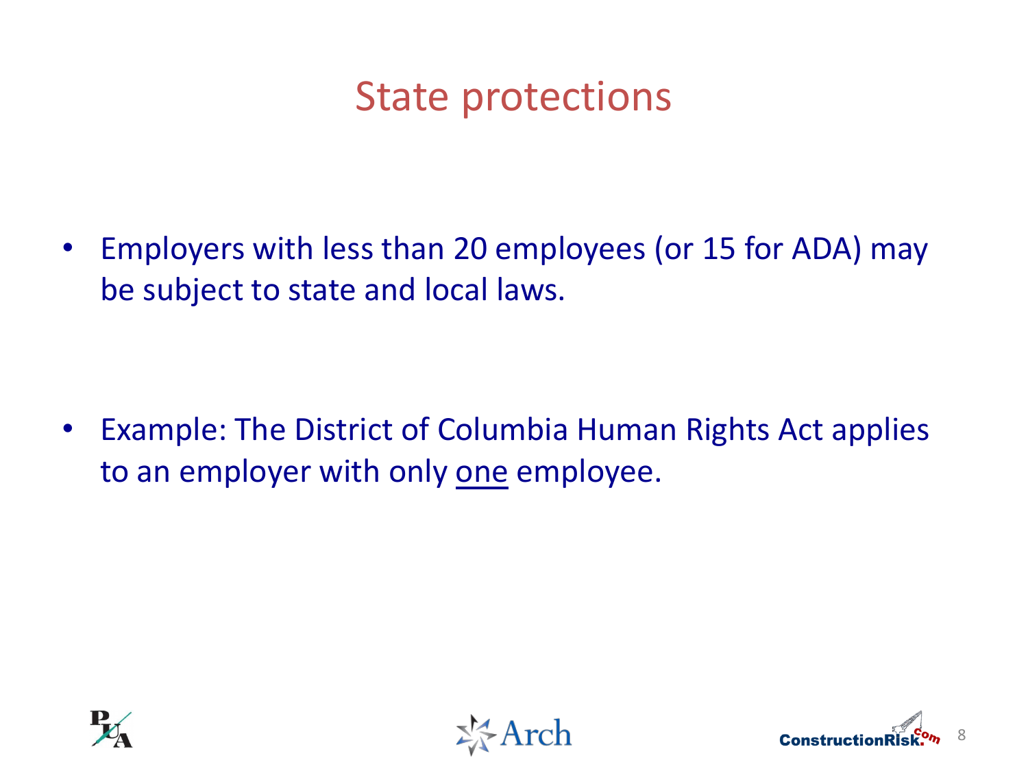# State protections

- Employers with less than 20 employees (or 15 for ADA) may be subject to state and local laws.

- Example: The District of Columbia Human Rights Act applies to an employer with only <u>one</u> employee.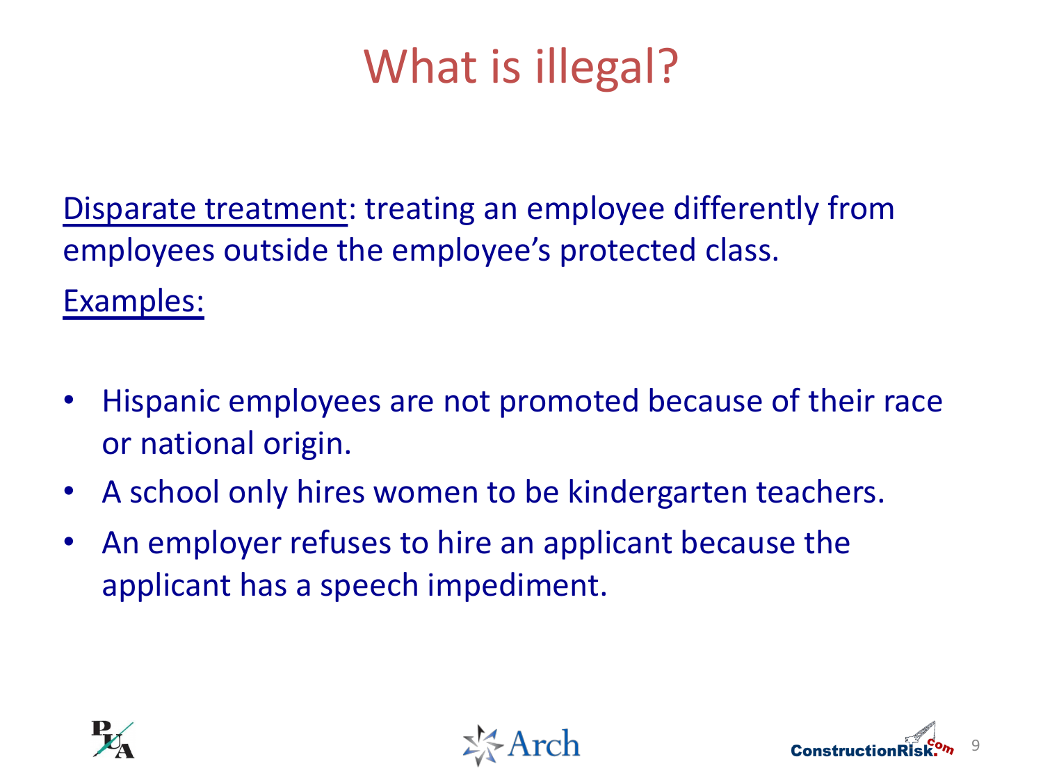# What is illegal?

<u>Disparate treatment</u>: treating an employee differently from employees outside the employee's protected class.

<u>Examples:</u>

- Hispanic employees are not promoted because of their race or national origin.
- A school only hires women to be kindergarten teachers.
- An employer refuses to hire an applicant because the applicant has a speech impediment.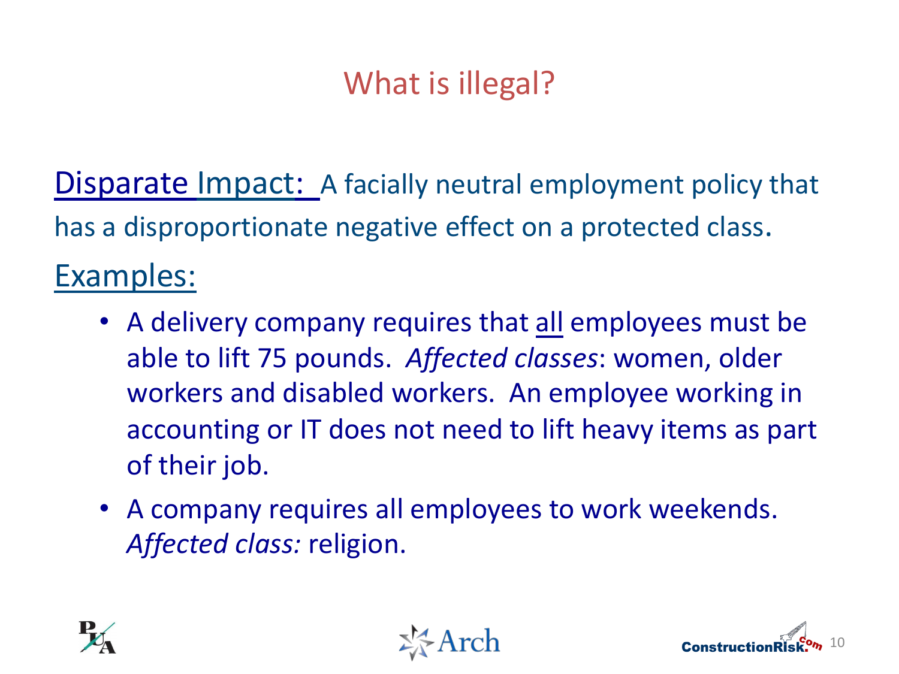# What is illegal?

Disparate Impact: A facially neutral employment policy that has a disproportionate negative effect on a protected class.

Examples:

- A delivery company requires that all employees must be able to lift 75 pounds. *Affected classes*: women, older workers and disabled workers. An employee working in accounting or IT does not need to lift heavy items as part of their job.
- A company requires all employees to work weekends. *Affected class:* religion.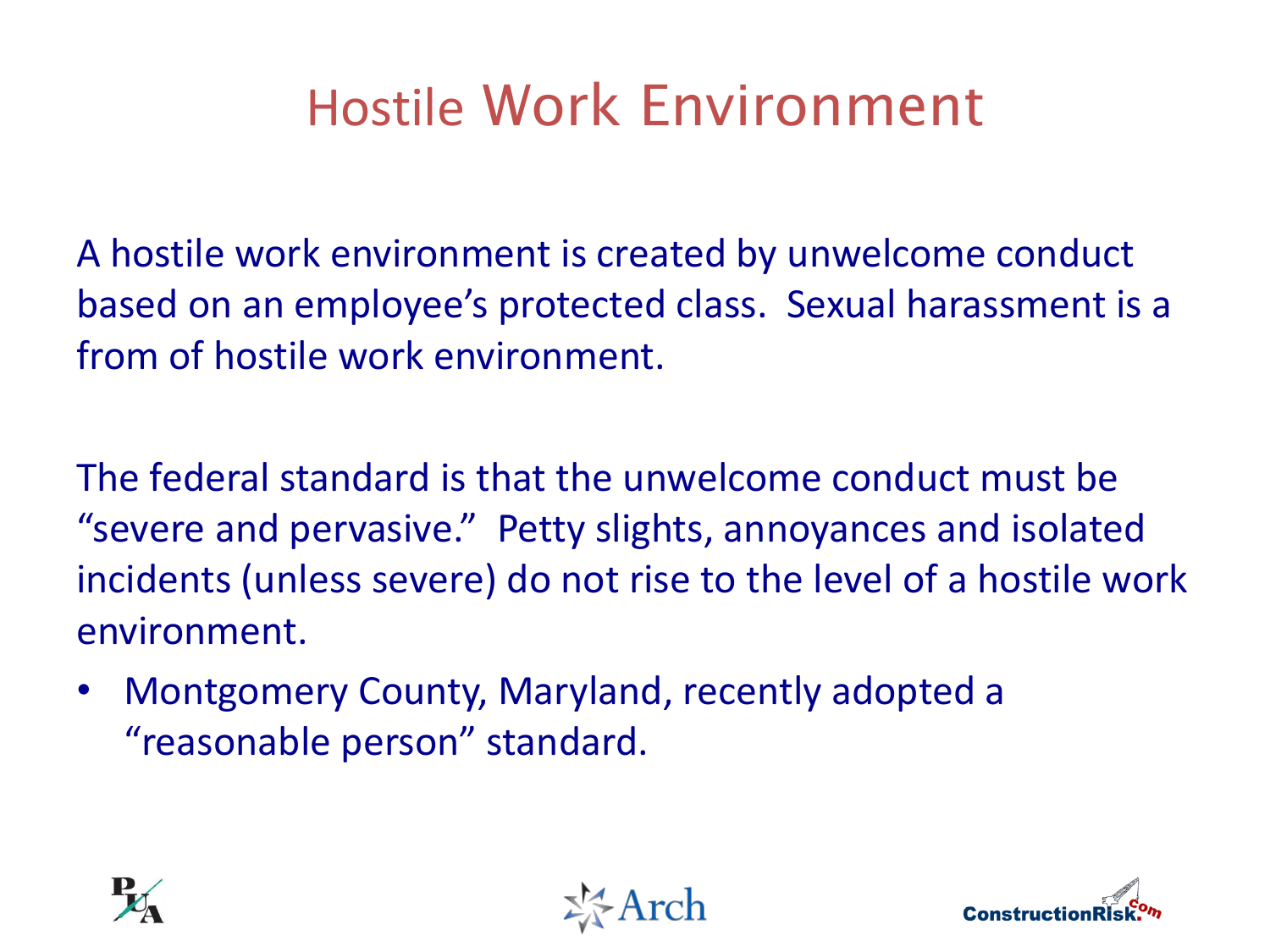# Hostile Work Environment

A hostile work environment is created by unwelcome conduct based on an employee's protected class. Sexual harassment is a from of hostile work environment.

The federal standard is that the unwelcome conduct must be "severe and pervasive." Petty slights, annoyances and isolated incidents (unless severe) do not rise to the level of a hostile work environment.

- Montgomery County, Maryland, recently adopted a "reasonable person" standard.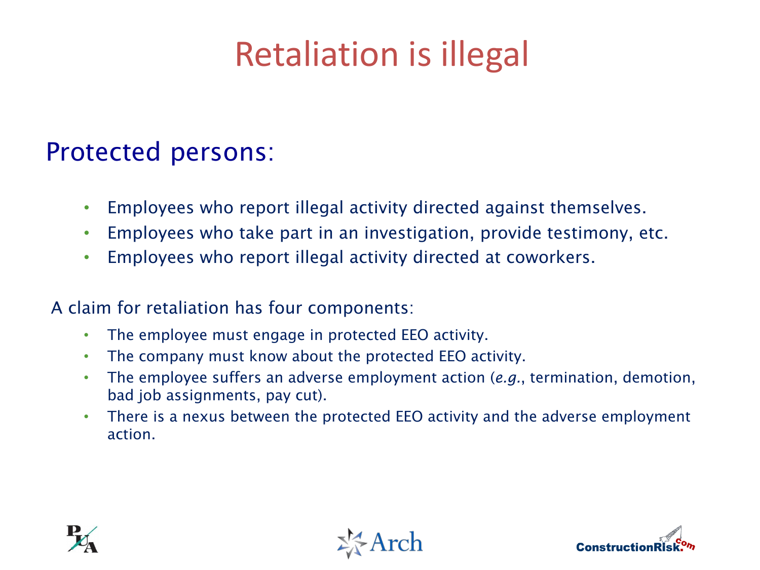# Retaliation is illegal

## Protected persons:

- Employees who report illegal activity directed against themselves.
- Employees who take part in an investigation, provide testimony, etc.
- Employees who report illegal activity directed at coworkers.

A claim for retaliation has four components:

- The employee must engage in protected EEO activity.
- The company must know about the protected EEO activity.
- The employee suffers an adverse employment action (*e.g.*, termination, demotion, bad job assignments, pay cut).
- There is a nexus between the protected EEO activity and the adverse employment action.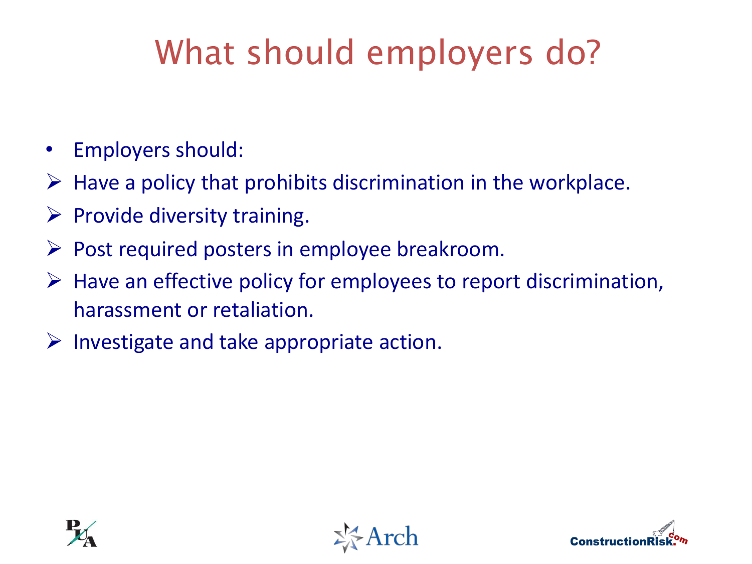# What should employers do?

- Employers should:
  - Have a policy that prohibits discrimination in the workplace.
  - Provide diversity training.
  - Post required posters in employee breakroom.
  - Have an effective policy for employees to report discrimination, harassment or retaliation.
  - Investigate and take appropriate action.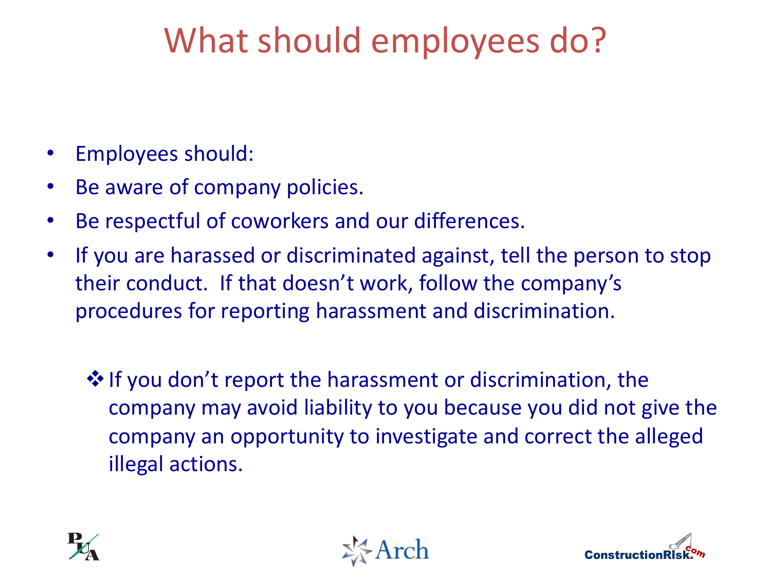# What should employees do?

- Employees should:
- Be aware of company policies.
- Be respectful of coworkers and our differences.
- If you are harassed or discriminated against, tell the person to stop their conduct. If that doesn't work, follow the company's procedures for reporting harassment and discrimination.

    - If you don't report the harassment or discrimination, the company may avoid liability to you because you did not give the company an opportunity to investigate and correct the alleged illegal actions.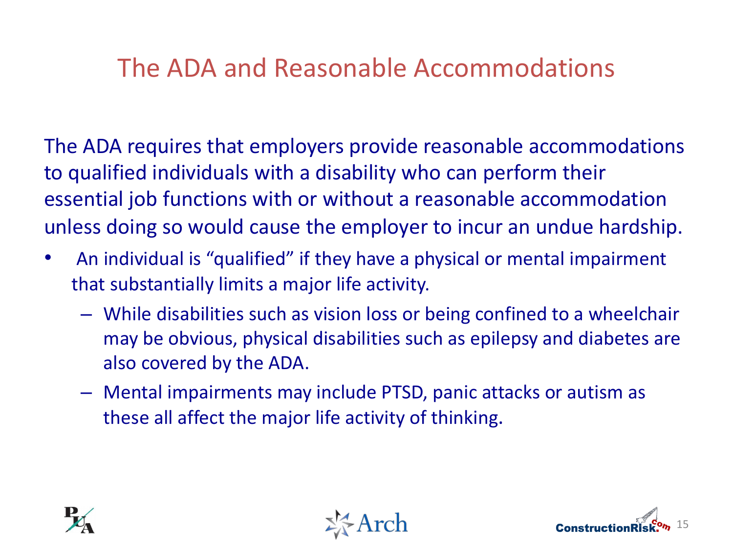# The ADA and Reasonable Accommodations

The ADA requires that employers provide reasonable accommodations to qualified individuals with a disability who can perform their essential job functions with or without a reasonable accommodation unless doing so would cause the employer to incur an undue hardship.

- An individual is "qualified" if they have a physical or mental impairment that substantially limits a major life activity.
  - While disabilities such as vision loss or being confined to a wheelchair may be obvious, physical disabilities such as epilepsy and diabetes are also covered by the ADA.
  - Mental impairments may include PTSD, panic attacks or autism as these all affect the major life activity of thinking.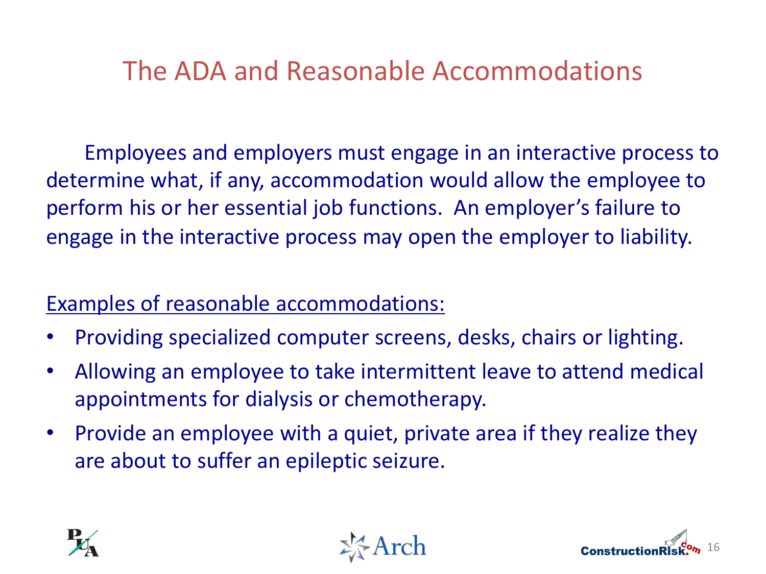# The ADA and Reasonable Accommodations

Employees and employers must engage in an interactive process to determine what, if any, accommodation would allow the employee to perform his or her essential job functions. An employer's failure to engage in the interactive process may open the employer to liability.

Examples of reasonable accommodations:

- Providing specialized computer screens, desks, chairs or lighting.
- Allowing an employee to take intermittent leave to attend medical appointments for dialysis or chemotherapy.
- Provide an employee with a quiet, private area if they realize they are about to suffer an epileptic seizure.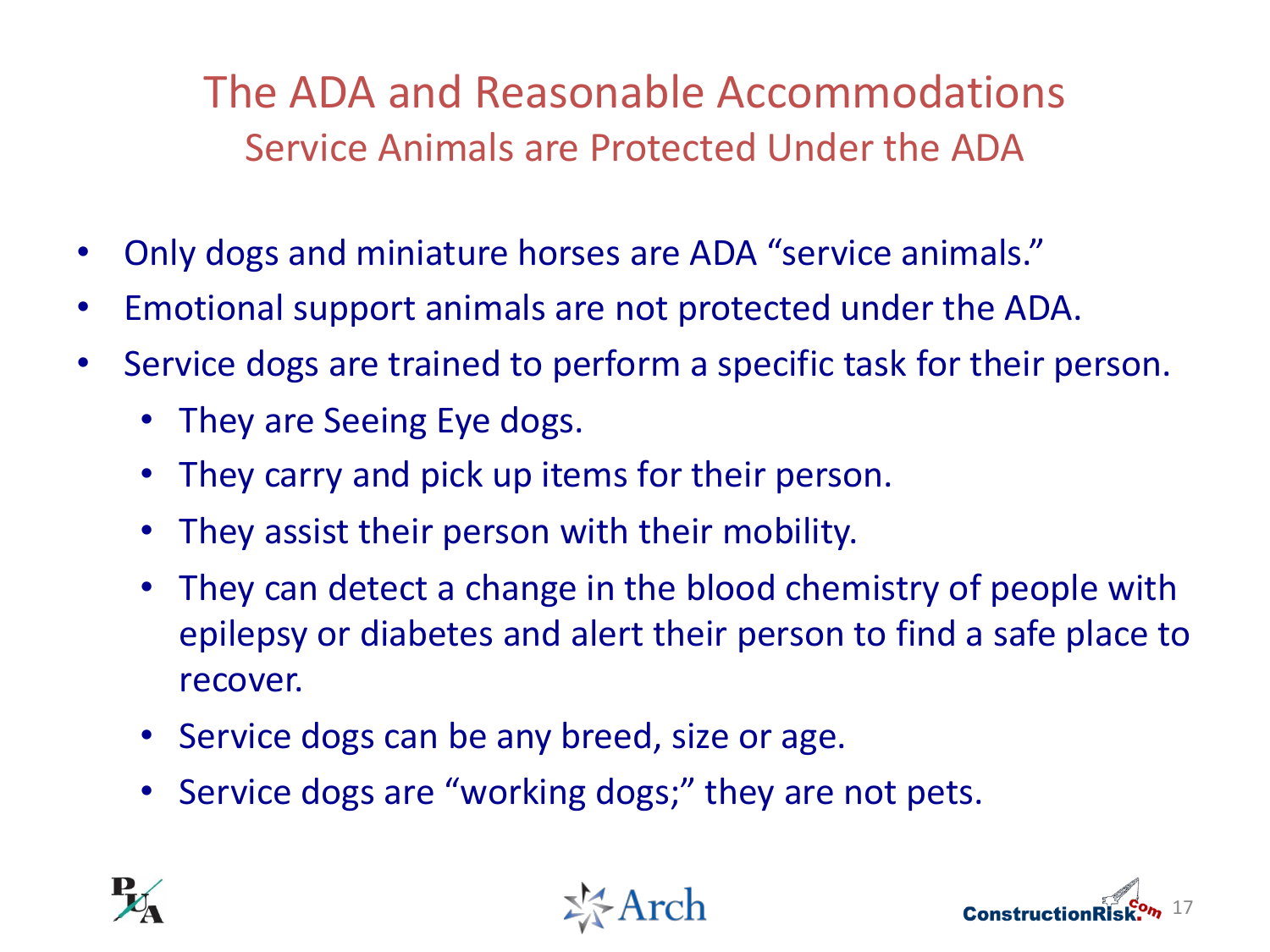# The ADA and Reasonable Accommodations

## Service Animals are Protected Under the ADA

- Only dogs and miniature horses are ADA "service animals."
- Emotional support animals are not protected under the ADA.
- Service dogs are trained to perform a specific task for their person.
  - They are Seeing Eye dogs.
  - They carry and pick up items for their person.
  - They assist their person with their mobility.
  - They can detect a change in the blood chemistry of people with epilepsy or diabetes and alert their person to find a safe place to recover.
  - Service dogs can be any breed, size or age.
  - Service dogs are "working dogs;" they are not pets.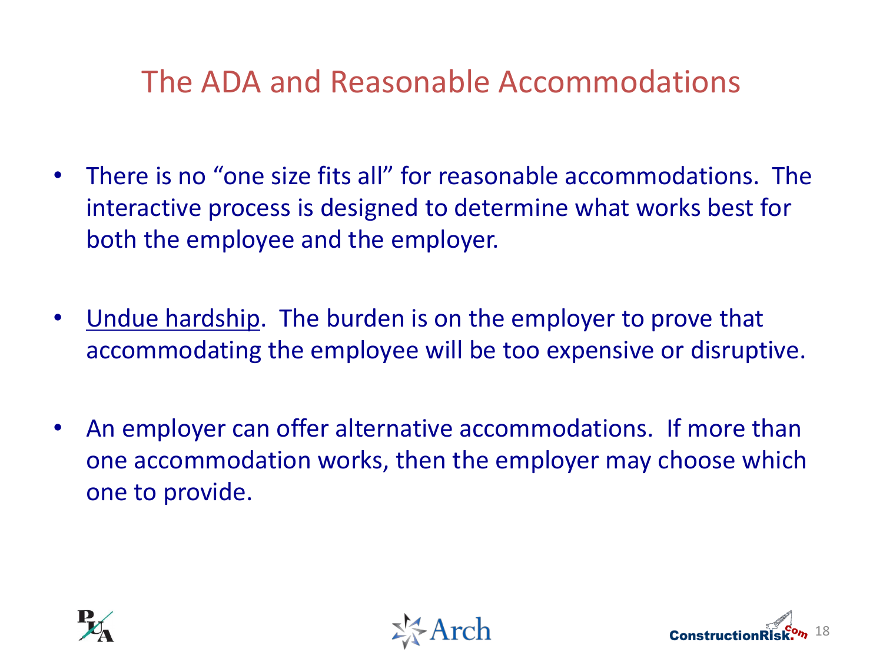# The ADA and Reasonable Accommodations

- There is no “one size fits all” for reasonable accommodations. The interactive process is designed to determine what works best for both the employee and the employer.

- <u>Undue hardship</u>. The burden is on the employer to prove that accommodating the employee will be too expensive or disruptive.

- An employer can offer alternative accommodations. If more than one accommodation works, then the employer may choose which one to provide.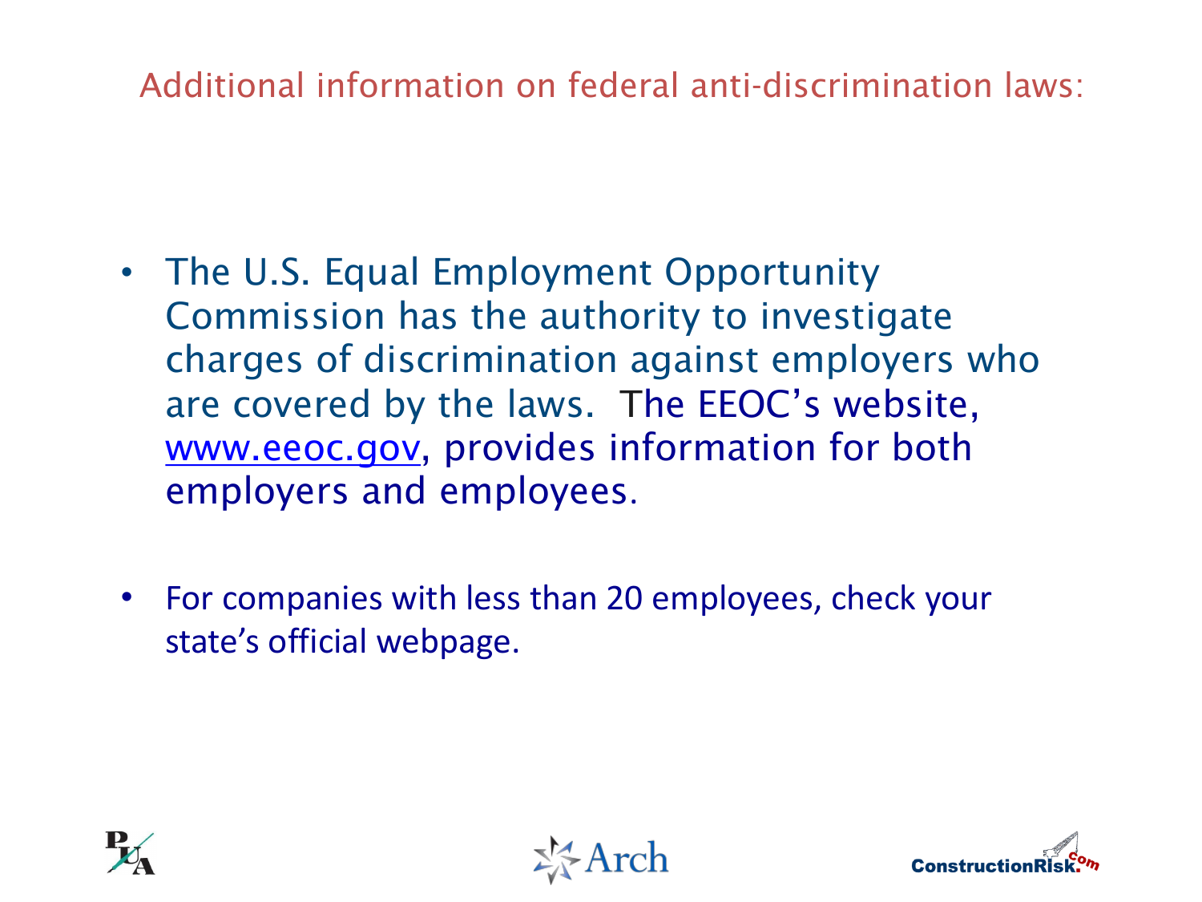## Additional information on federal anti-discrimination laws:

- The U.S. Equal Employment Opportunity Commission has the authority to investigate charges of discrimination against employers who are covered by the laws. The EEOC's website, www.eeoc.gov, provides information for both employers and employees.
- For companies with less than 20 employees, check your state's official webpage.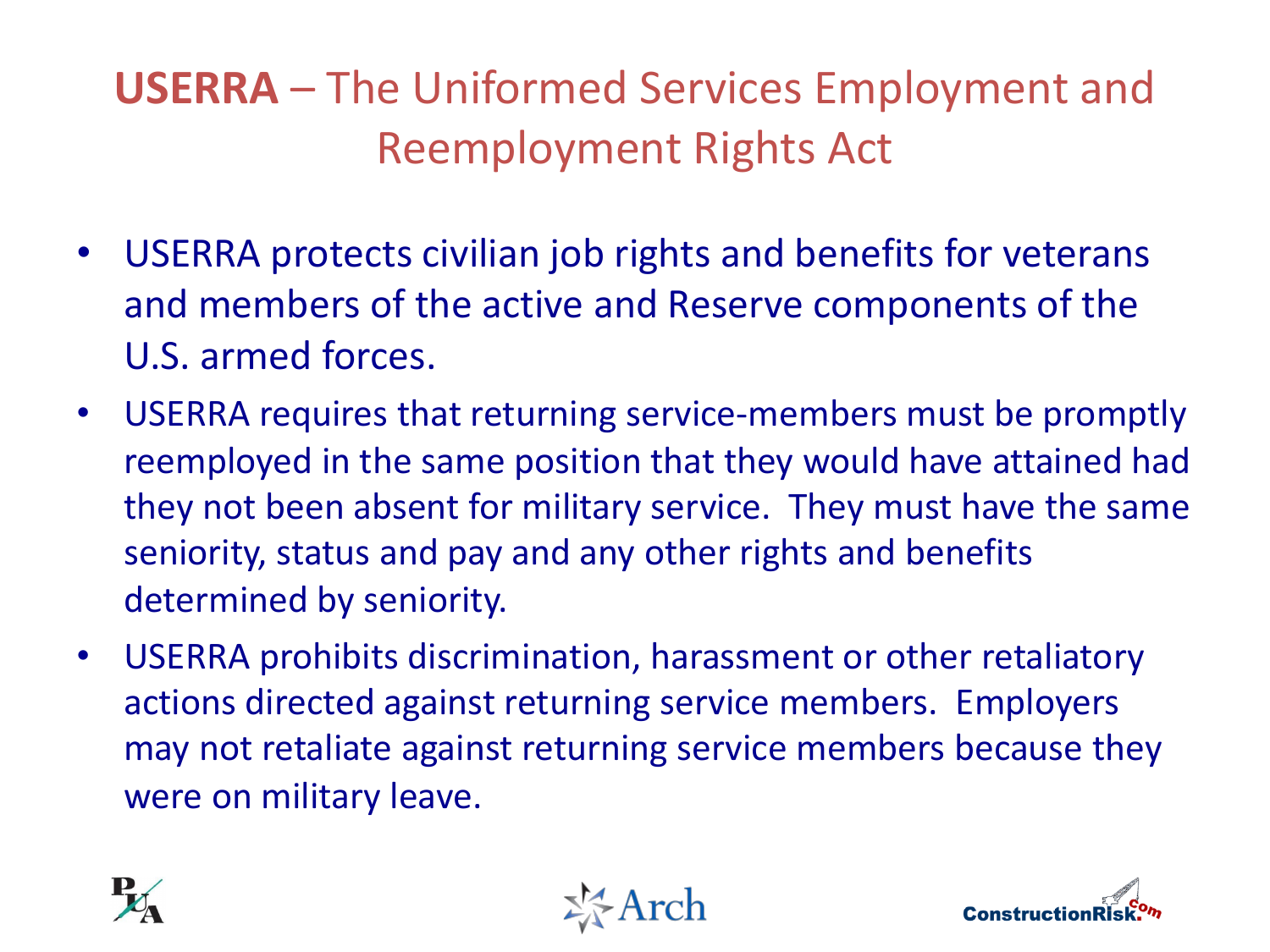# **USERRA** – The Uniformed Services Employment and Reemployment Rights Act

- USERRA protects civilian job rights and benefits for veterans and members of the active and Reserve components of the U.S. armed forces.
- USERRA requires that returning service-members must be promptly reemployed in the same position that they would have attained had they not been absent for military service. They must have the same seniority, status and pay and any other rights and benefits determined by seniority.
- USERRA prohibits discrimination, harassment or other retaliatory actions directed against returning service members. Employers may not retaliate against returning service members because they were on military leave.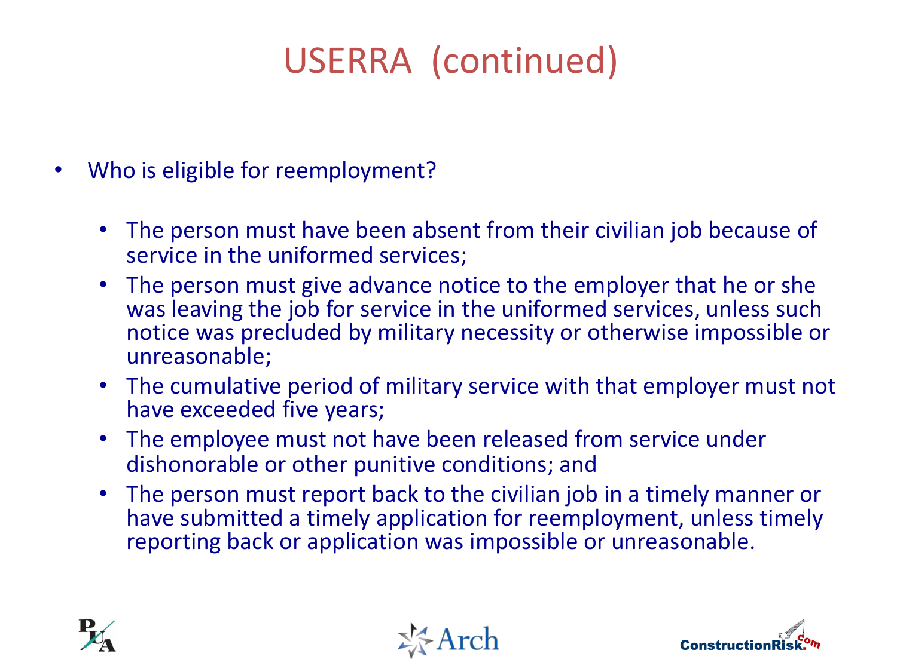# USERRA (continued)

- Who is eligible for reemployment?
  - The person must have been absent from their civilian job because of service in the uniformed services;
  - The person must give advance notice to the employer that he or she was leaving the job for service in the uniformed services, unless such notice was precluded by military necessity or otherwise impossible or unreasonable;
  - The cumulative period of military service with that employer must not have exceeded five years;
  - The employee must not have been released from service under dishonorable or other punitive conditions; and
  - The person must report back to the civilian job in a timely manner or have submitted a timely application for reemployment, unless timely reporting back or application was impossible or unreasonable.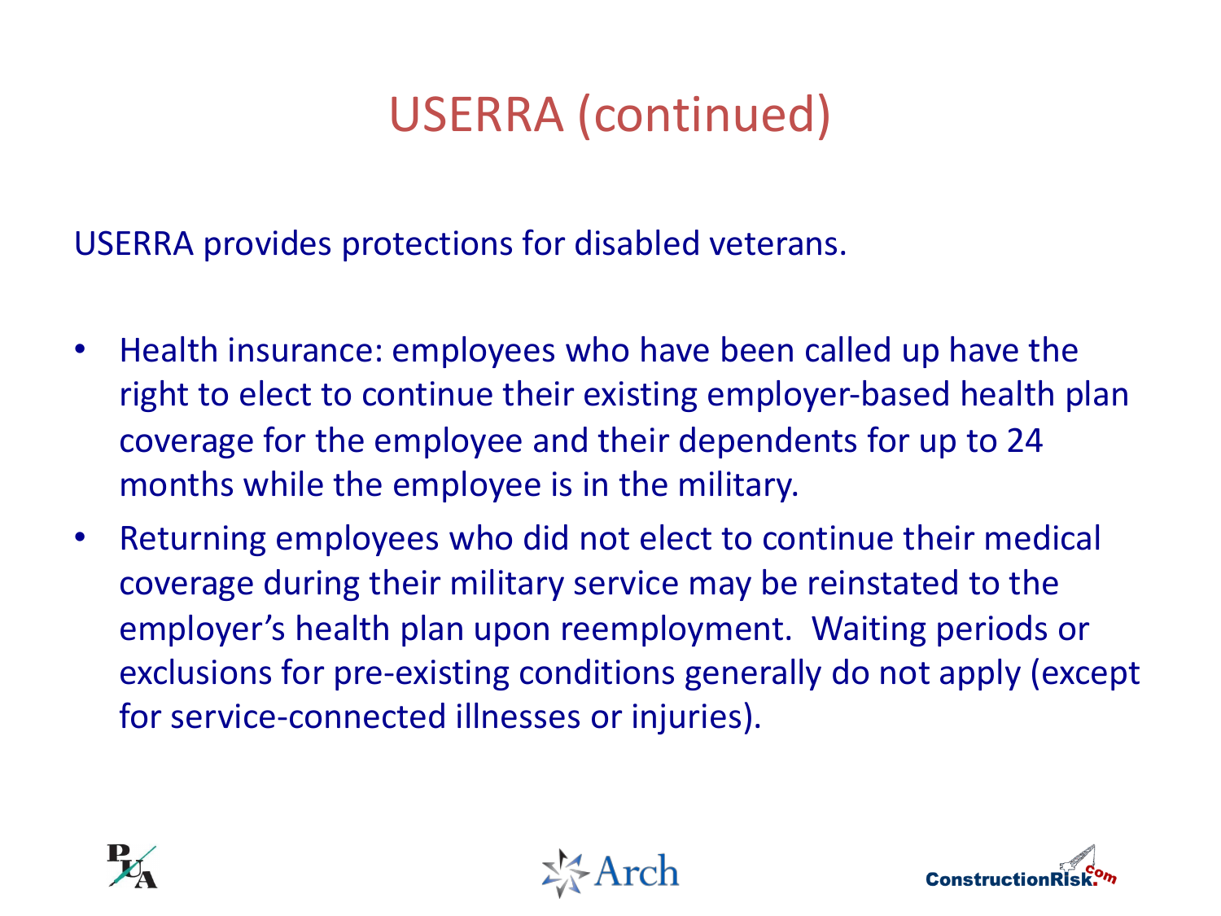# USERRA (continued)

USERRA provides protections for disabled veterans.

- Health insurance: employees who have been called up have the right to elect to continue their existing employer-based health plan coverage for the employee and their dependents for up to 24 months while the employee is in the military.
- Returning employees who did not elect to continue their medical coverage during their military service may be reinstated to the employer's health plan upon reemployment. Waiting periods or exclusions for pre-existing conditions generally do not apply (except for service-connected illnesses or injuries).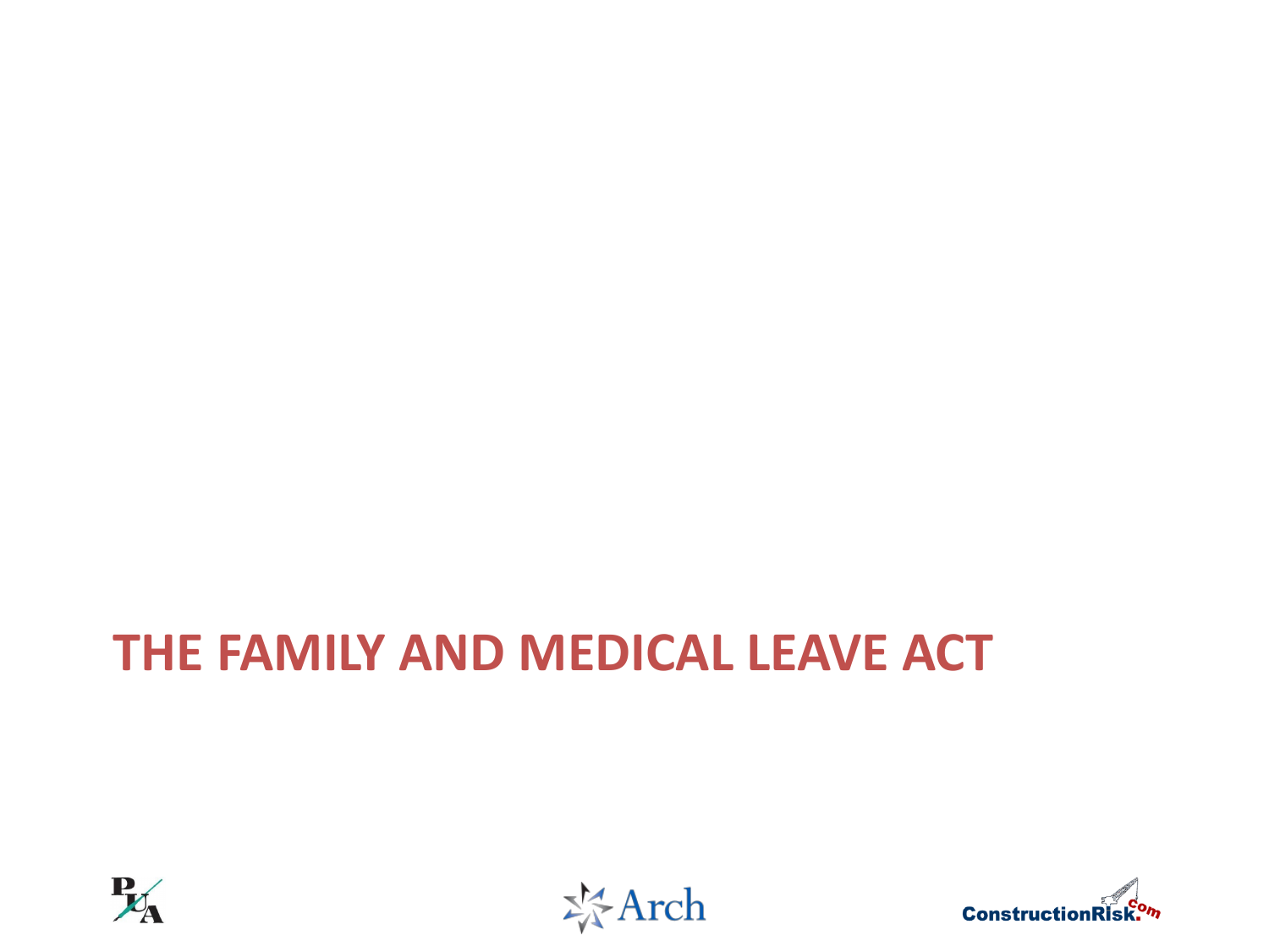# THE FAMILY AND MEDICAL LEAVE ACT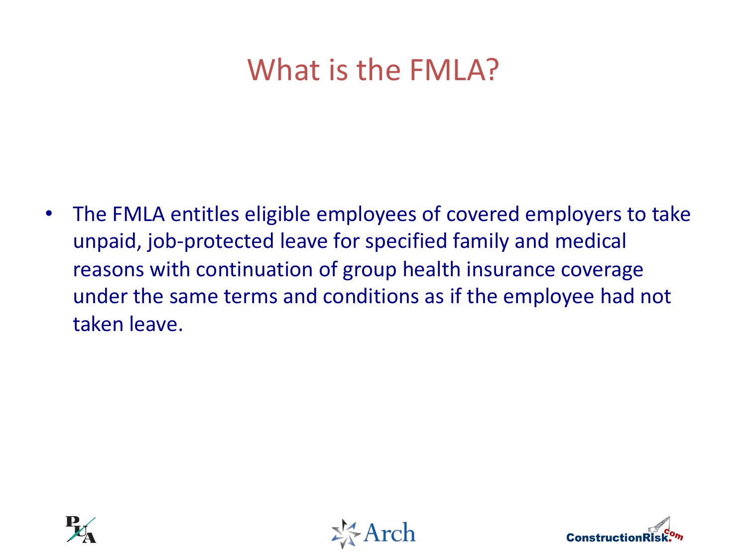# What is the FMLA?

- The FMLA entitles eligible employees of covered employers to take unpaid, job-protected leave for specified family and medical reasons with continuation of group health insurance coverage under the same terms and conditions as if the employee had not taken leave.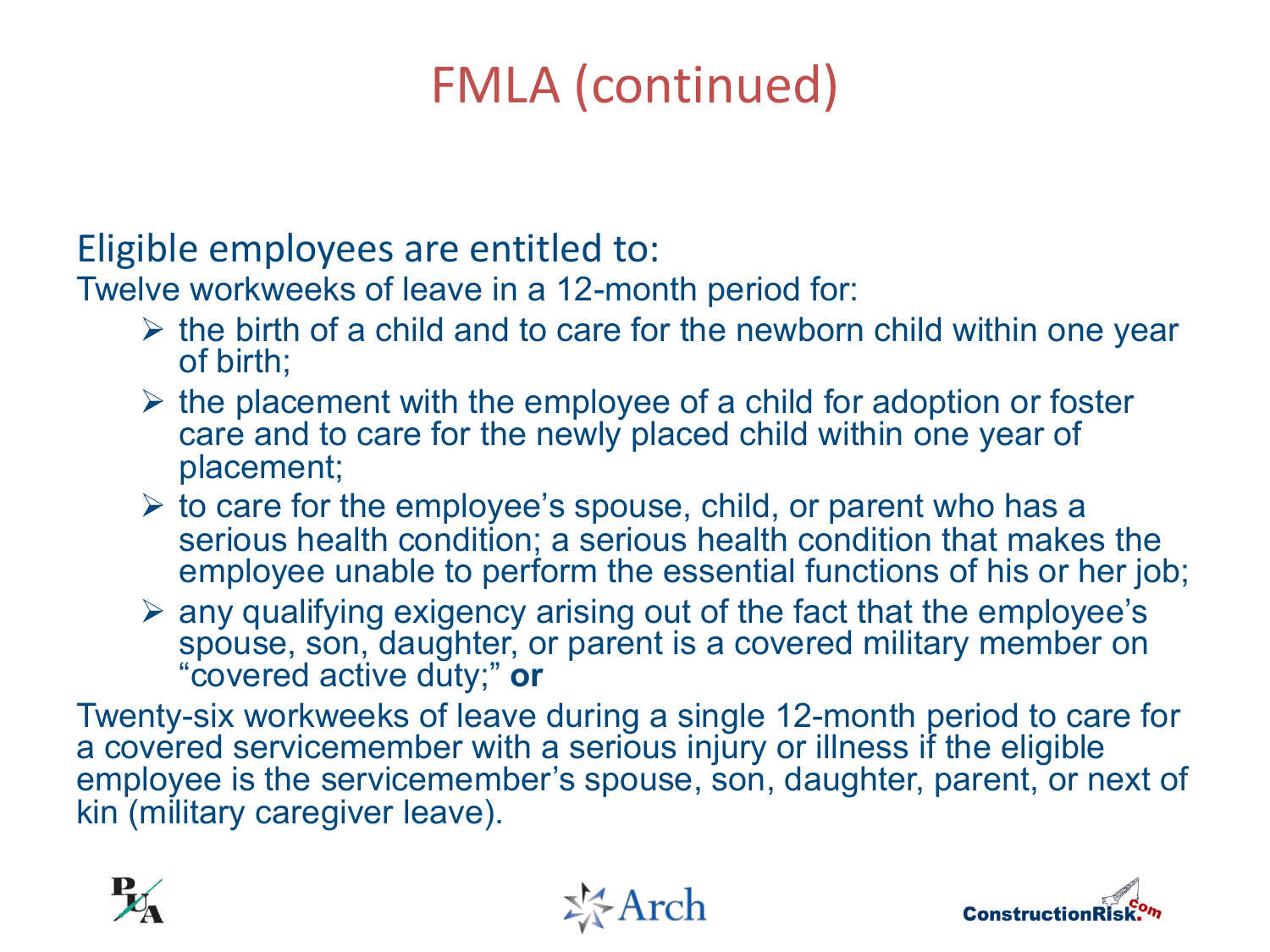# FMLA (continued)

## Eligible employees are entitled to:

Twelve workweeks of leave in a 12-month period for:

- the birth of a child and to care for the newborn child within one year of birth;
- the placement with the employee of a child for adoption or foster care and to care for the newly placed child within one year of placement;
- to care for the employee's spouse, child, or parent who has a serious health condition; a serious health condition that makes the employee unable to perform the essential functions of his or her job;
- any qualifying exigency arising out of the fact that the employee's spouse, son, daughter, or parent is a covered military member on "covered active duty;" **or**

Twenty-six workweeks of leave during a single 12-month period to care for a covered servicemember with a serious injury or illness if the eligible employee is the servicemember's spouse, son, daughter, parent, or next of kin (military caregiver leave).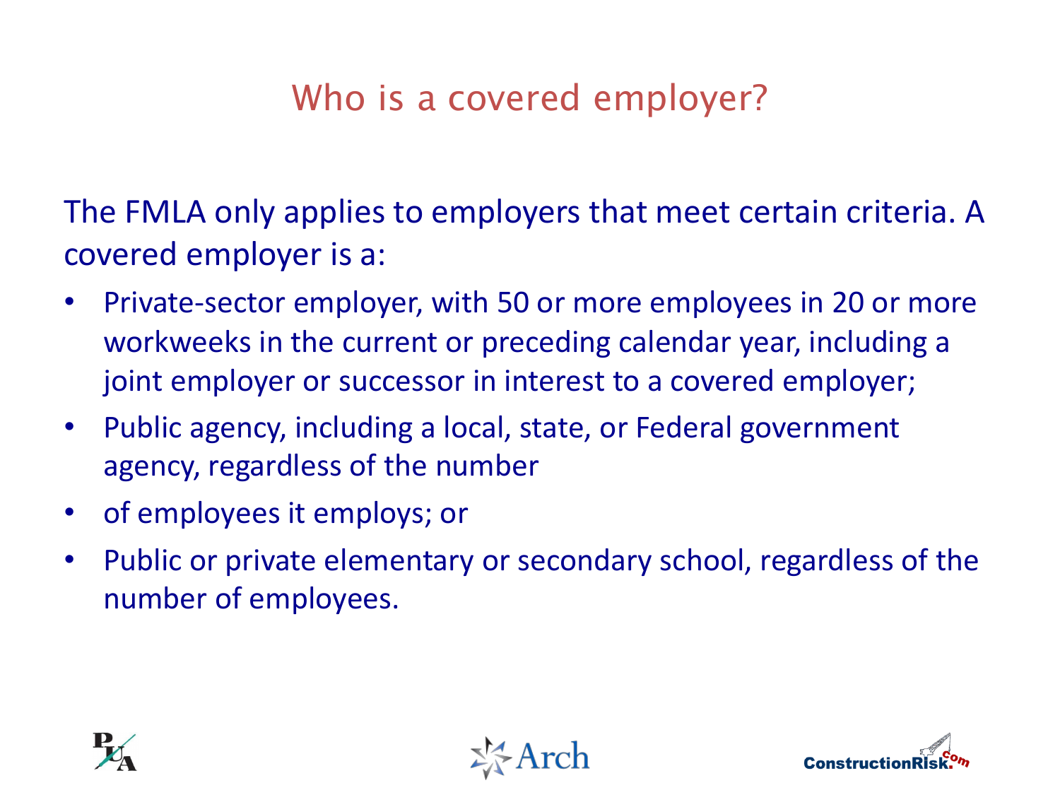# Who is a covered employer?

The FMLA only applies to employers that meet certain criteria. A covered employer is a:

- Private-sector employer, with 50 or more employees in 20 or more workweeks in the current or preceding calendar year, including a joint employer or successor in interest to a covered employer;
- Public agency, including a local, state, or Federal government agency, regardless of the number
- of employees it employs; or
- Public or private elementary or secondary school, regardless of the number of employees.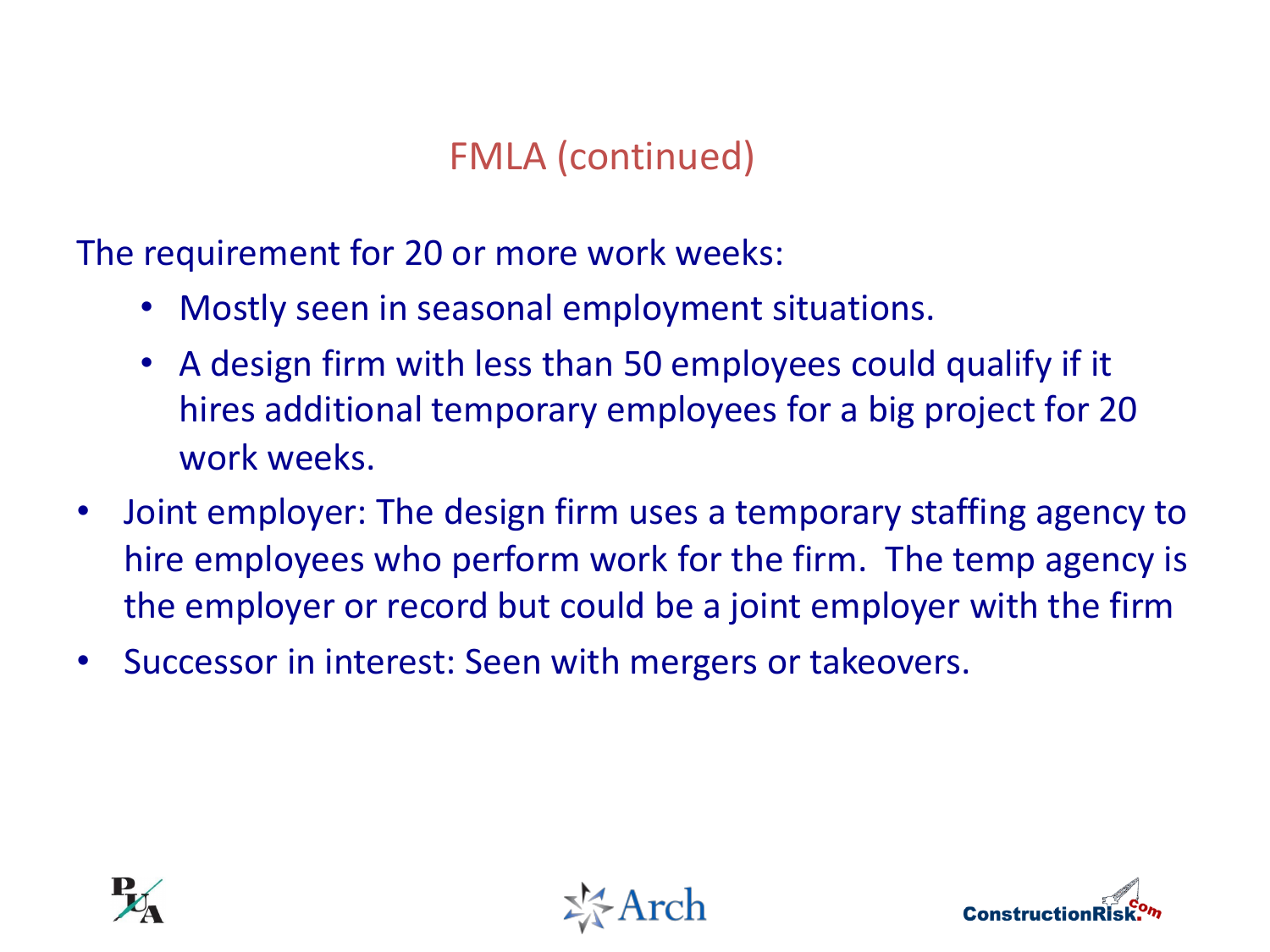# FMLA (continued)

The requirement for 20 or more work weeks:

- Mostly seen in seasonal employment situations.
- A design firm with less than 50 employees could qualify if it hires additional temporary employees for a big project for 20 work weeks.

- Joint employer: The design firm uses a temporary staffing agency to hire employees who perform work for the firm. The temp agency is the employer or record but could be a joint employer with the firm
- Successor in interest: Seen with mergers or takeovers.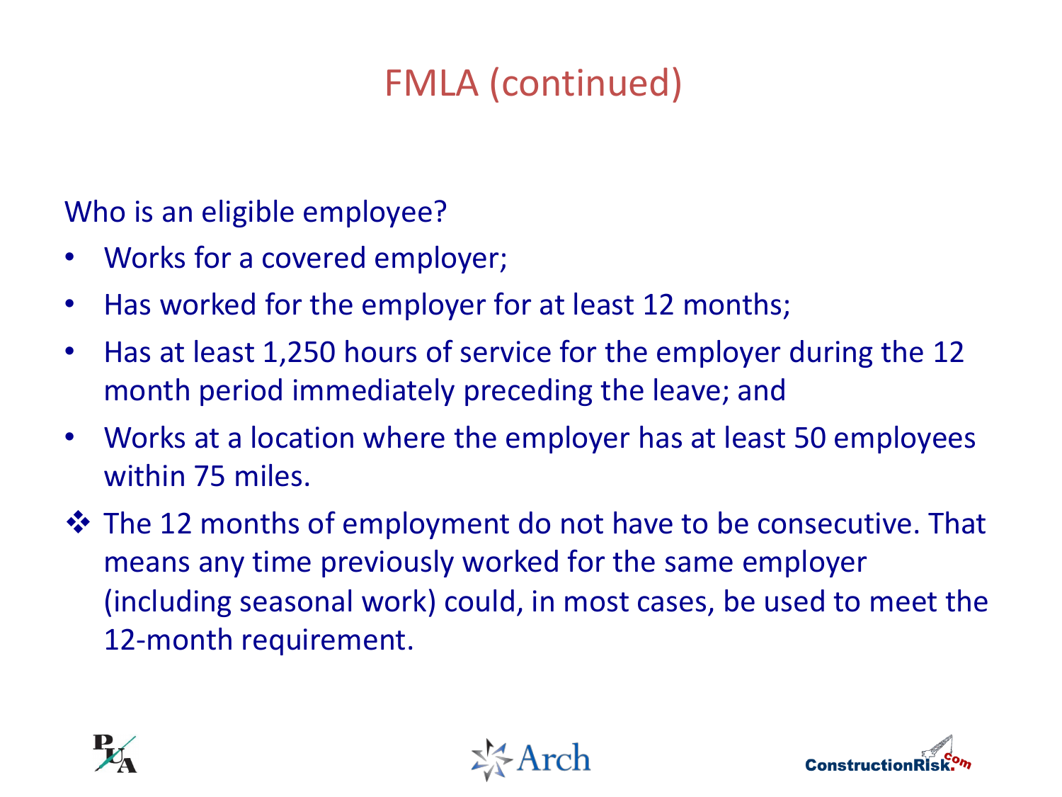# FMLA (continued)

Who is an eligible employee?

- Works for a covered employer;
- Has worked for the employer for at least 12 months;
- Has at least 1,250 hours of service for the employer during the 12 month period immediately preceding the leave; and
- Works at a location where the employer has at least 50 employees within 75 miles.

❖ The 12 months of employment do not have to be consecutive. That means any time previously worked for the same employer (including seasonal work) could, in most cases, be used to meet the 12-month requirement.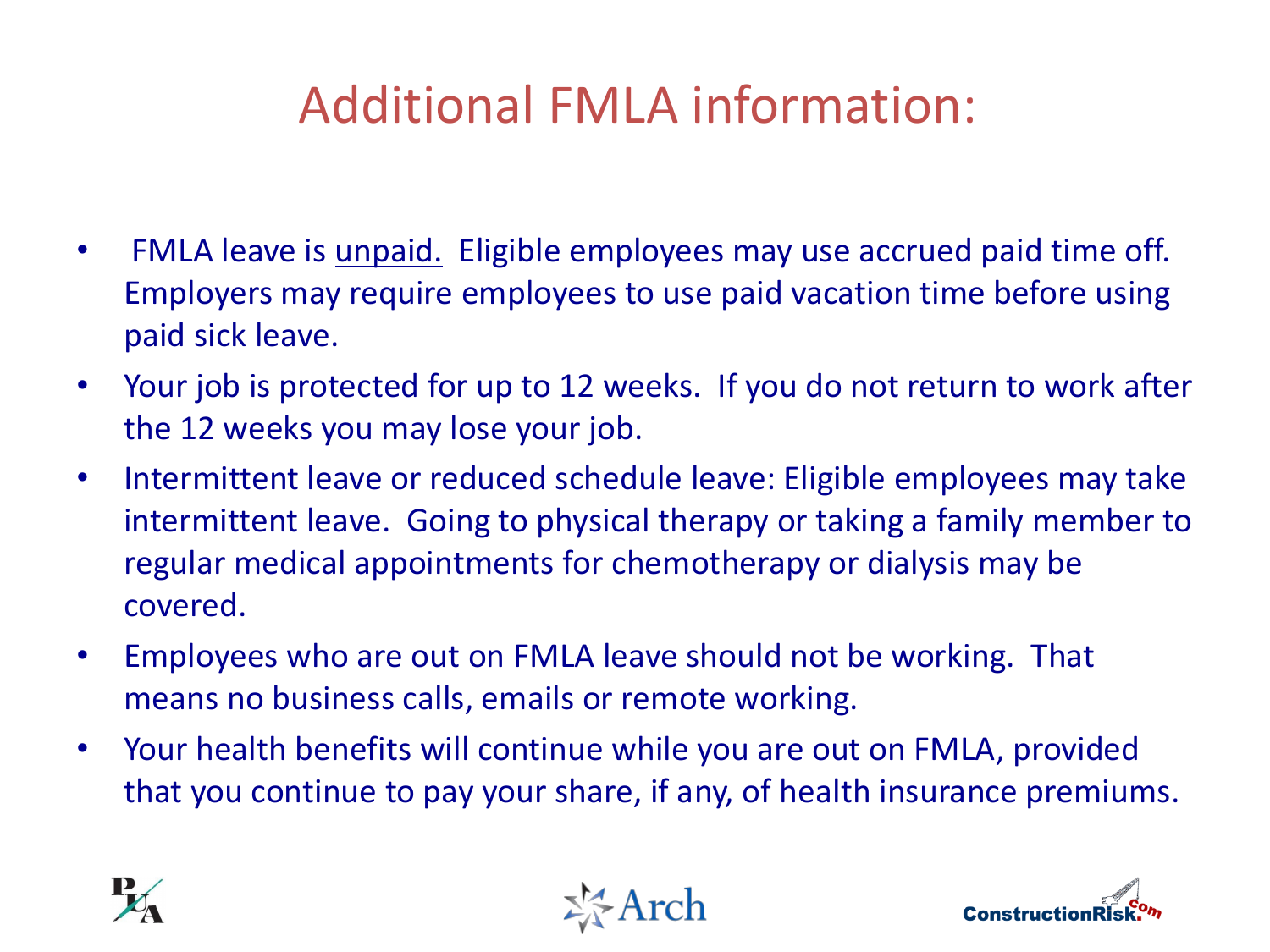# Additional FMLA information:

- FMLA leave is unpaid. Eligible employees may use accrued paid time off. Employers may require employees to use paid vacation time before using paid sick leave.
- Your job is protected for up to 12 weeks. If you do not return to work after the 12 weeks you may lose your job.
- Intermittent leave or reduced schedule leave: Eligible employees may take intermittent leave. Going to physical therapy or taking a family member to regular medical appointments for chemotherapy or dialysis may be covered.
- Employees who are out on FMLA leave should not be working. That means no business calls, emails or remote working.
- Your health benefits will continue while you are out on FMLA, provided that you continue to pay your share, if any, of health insurance premiums.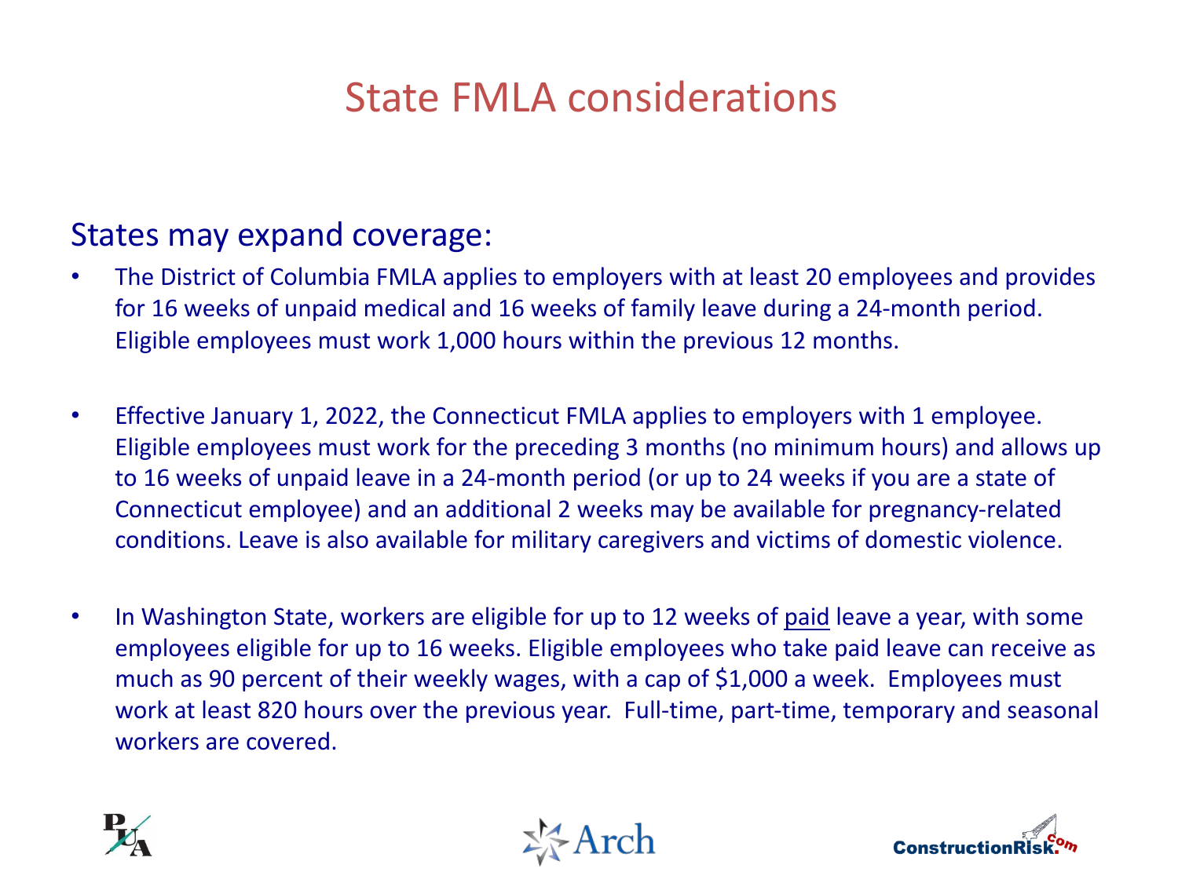# State FMLA considerations

## States may expand coverage:

- The District of Columbia FMLA applies to employers with at least 20 employees and provides for 16 weeks of unpaid medical and 16 weeks of family leave during a 24-month period. Eligible employees must work 1,000 hours within the previous 12 months.

- Effective January 1, 2022, the Connecticut FMLA applies to employers with 1 employee. Eligible employees must work for the preceding 3 months (no minimum hours) and allows up to 16 weeks of unpaid leave in a 24-month period (or up to 24 weeks if you are a state of Connecticut employee) and an additional 2 weeks may be available for pregnancy-related conditions. Leave is also available for military caregivers and victims of domestic violence.

- In Washington State, workers are eligible for up to 12 weeks of <u>paid</u> leave a year, with some employees eligible for up to 16 weeks. Eligible employees who take paid leave can receive as much as 90 percent of their weekly wages, with a cap of $1,000 a week. Employees must work at least 820 hours over the previous year. Full-time, part-time, temporary and seasonal workers are covered.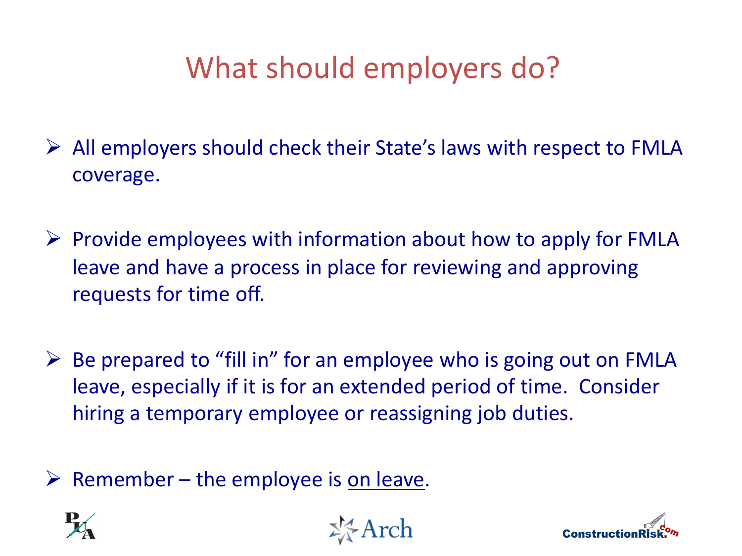# What should employers do?

- All employers should check their State's laws with respect to FMLA coverage.
- Provide employees with information about how to apply for FMLA leave and have a process in place for reviewing and approving requests for time off.
- Be prepared to "fill in" for an employee who is going out on FMLA leave, especially if it is for an extended period of time. Consider hiring a temporary employee or reassigning job duties.
- Remember – the employee is <u>on leave</u>.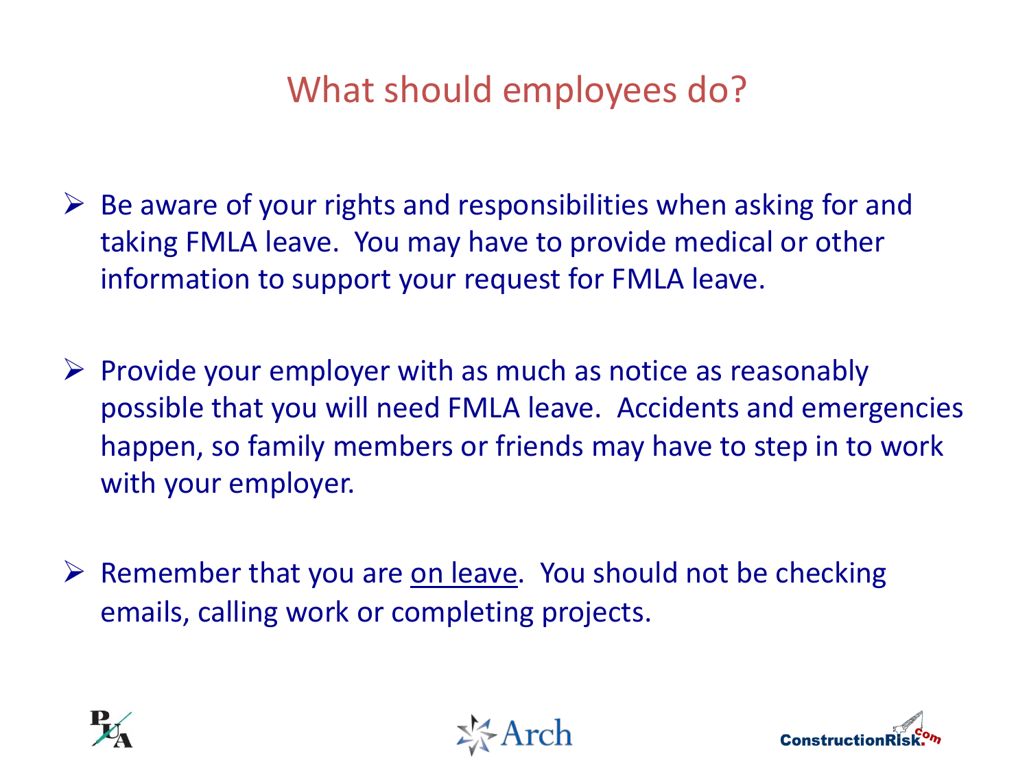# What should employees do?

- Be aware of your rights and responsibilities when asking for and taking FMLA leave. You may have to provide medical or other information to support your request for FMLA leave.

- Provide your employer with as much as notice as reasonably possible that you will need FMLA leave. Accidents and emergencies happen, so family members or friends may have to step in to work with your employer.

- Remember that you are <u>on leave</u>. You should not be checking emails, calling work or completing projects.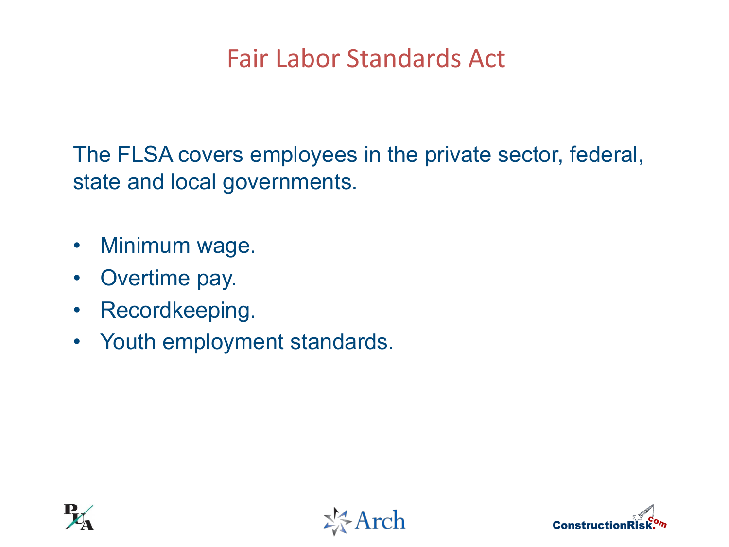# Fair Labor Standards Act

The FLSA covers employees in the private sector, federal, state and local governments.

- Minimum wage.
- Overtime pay.
- Recordkeeping.
- Youth employment standards.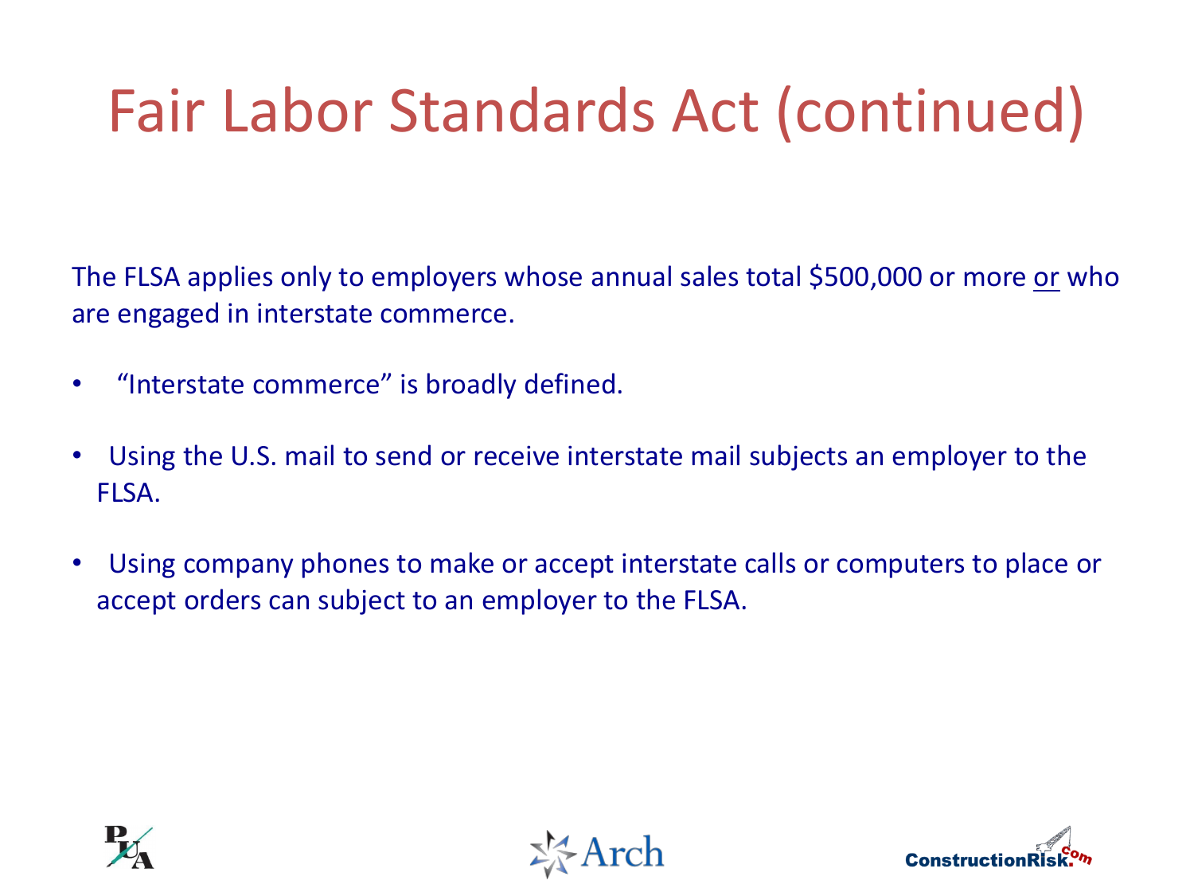# Fair Labor Standards Act (continued)

The FLSA applies only to employers whose annual sales total $500,000 or more <u>or</u> who are engaged in interstate commerce.

- "Interstate commerce" is broadly defined.
- Using the U.S. mail to send or receive interstate mail subjects an employer to the FLSA.
- Using company phones to make or accept interstate calls or computers to place or accept orders can subject to an employer to the FLSA.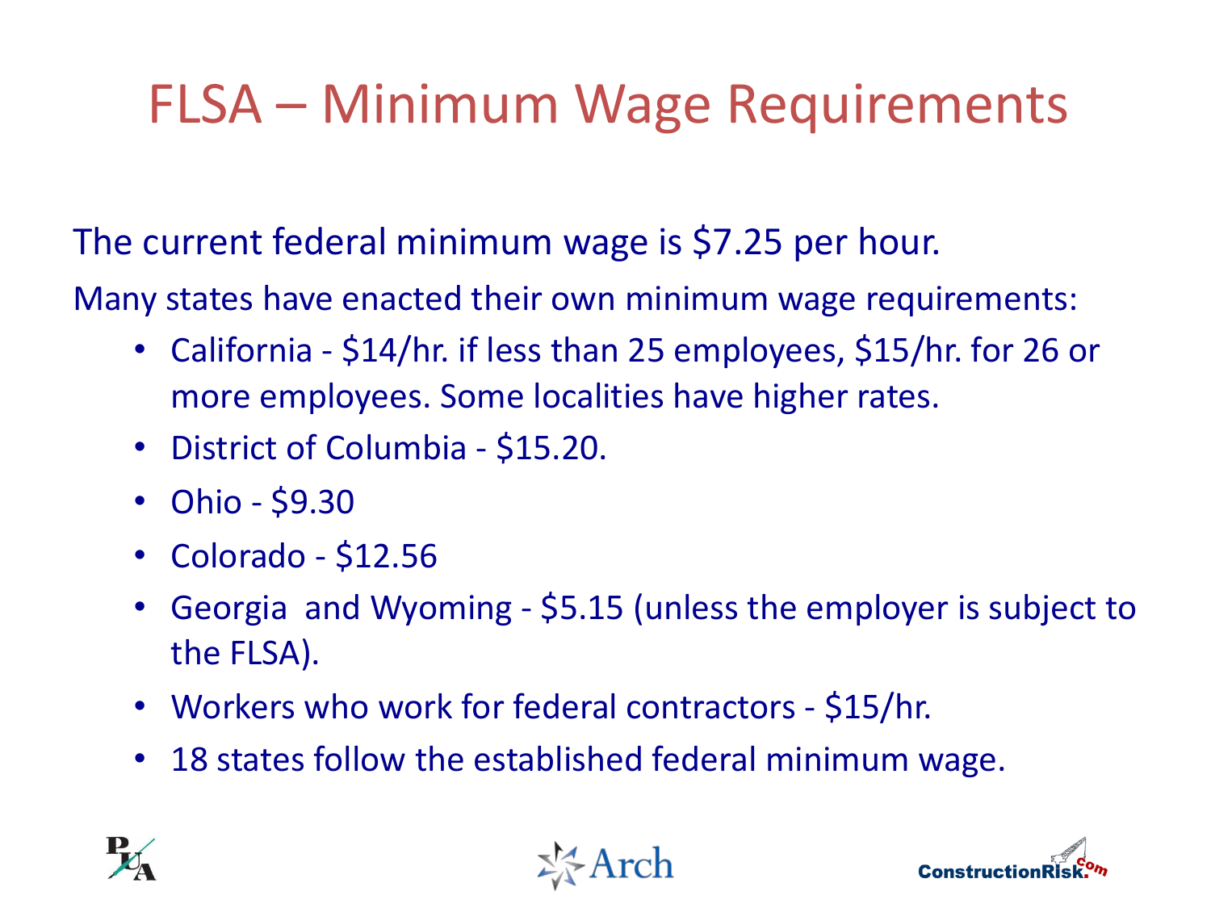# FLSA – Minimum Wage Requirements

The current federal minimum wage is $7.25 per hour.

Many states have enacted their own minimum wage requirements:

- California - $14/hr. if less than 25 employees, $15/hr. for 26 or more employees. Some localities have higher rates.
- District of Columbia - $15.20.
- Ohio - $9.30
- Colorado - $12.56
- Georgia and Wyoming - $5.15 (unless the employer is subject to the FLSA).
- Workers who work for federal contractors - $15/hr.
- 18 states follow the established federal minimum wage.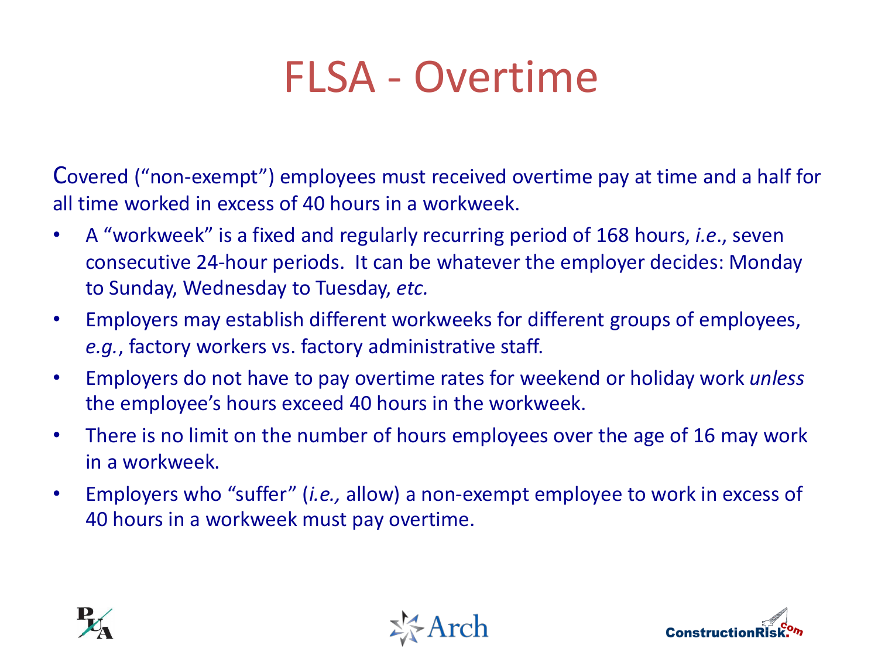# FLSA - Overtime

Covered ("non-exempt") employees must received overtime pay at time and a half for all time worked in excess of 40 hours in a workweek.

- A "workweek" is a fixed and regularly recurring period of 168 hours, *i.e.*, seven consecutive 24-hour periods. It can be whatever the employer decides: Monday to Sunday, Wednesday to Tuesday, *etc.*
- Employers may establish different workweeks for different groups of employees, *e.g.*, factory workers vs. factory administrative staff.
- Employers do not have to pay overtime rates for weekend or holiday work *unless* the employee's hours exceed 40 hours in the workweek.
- There is no limit on the number of hours employees over the age of 16 may work in a workweek.
- Employers who "suffer" (*i.e.,* allow) a non-exempt employee to work in excess of 40 hours in a workweek must pay overtime.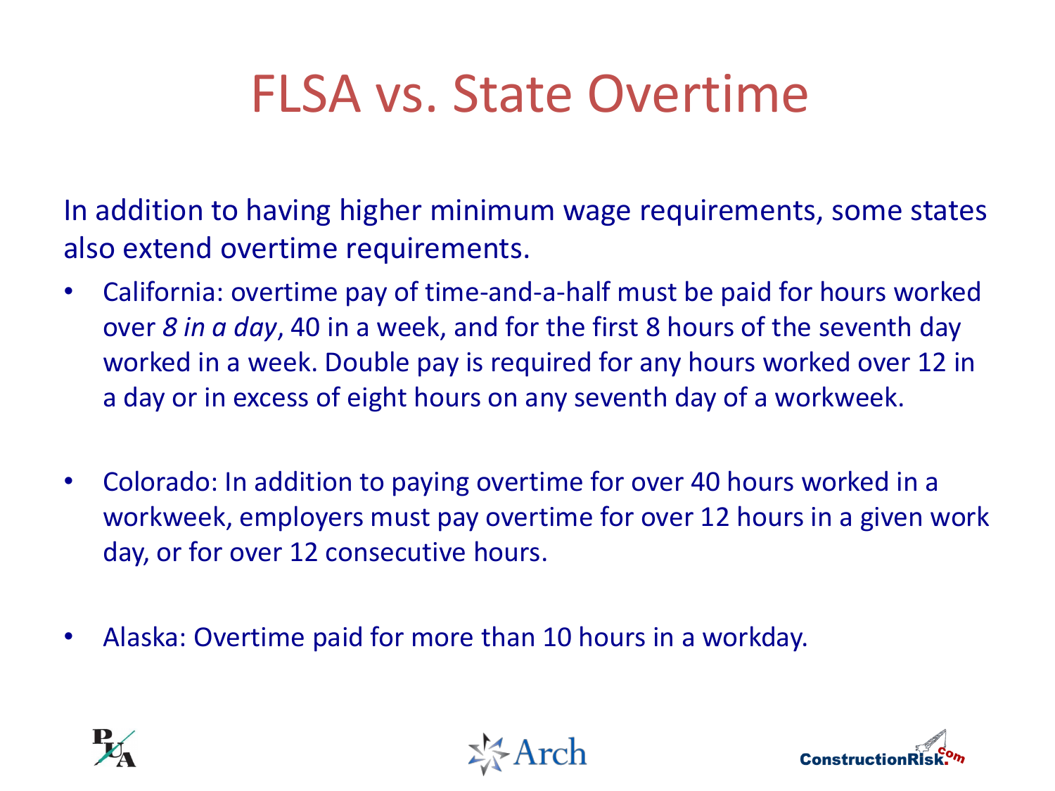# FLSA vs. State Overtime

In addition to having higher minimum wage requirements, some states also extend overtime requirements.

- California: overtime pay of time-and-a-half must be paid for hours worked over *8 in a day*, 40 in a week, and for the first 8 hours of the seventh day worked in a week. Double pay is required for any hours worked over 12 in a day or in excess of eight hours on any seventh day of a workweek.
- Colorado: In addition to paying overtime for over 40 hours worked in a workweek, employers must pay overtime for over 12 hours in a given work day, or for over 12 consecutive hours.
- Alaska: Overtime paid for more than 10 hours in a workday.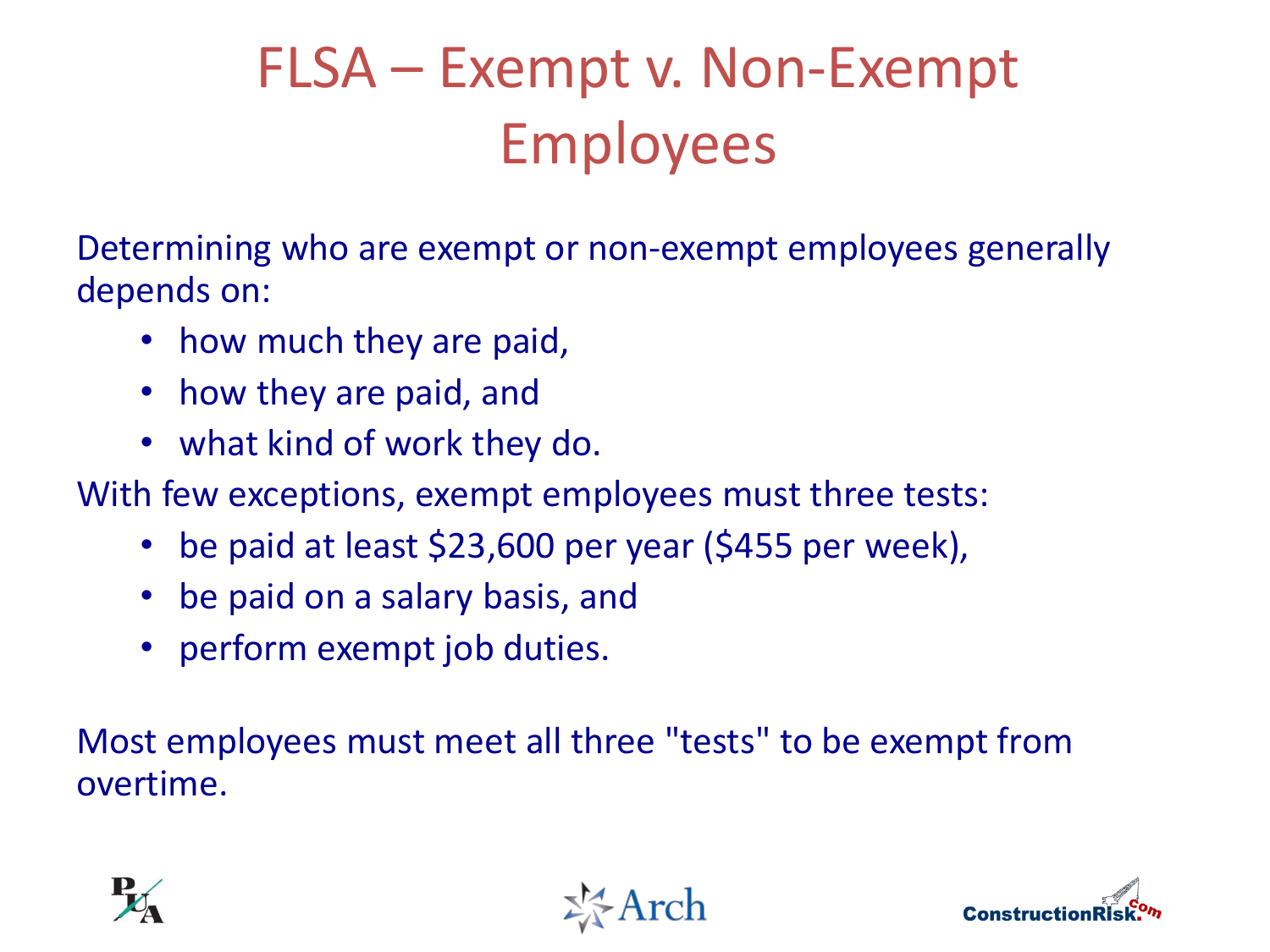# FLSA – Exempt v. Non-Exempt Employees

Determining who are exempt or non-exempt employees generally depends on:

- how much they are paid,
- how they are paid, and
- what kind of work they do.

With few exceptions, exempt employees must three tests:

- be paid at least $23,600 per year ($455 per week),
- be paid on a salary basis, and
- perform exempt job duties.

Most employees must meet all three "tests" to be exempt from overtime.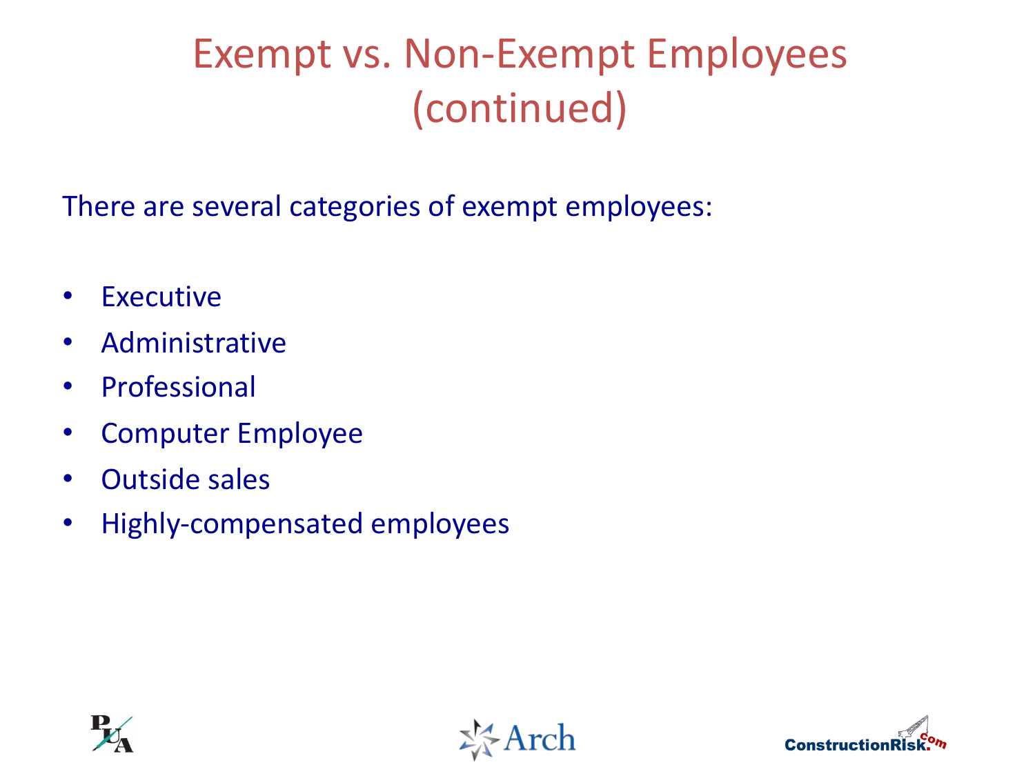# Exempt vs. Non-Exempt Employees (continued)

There are several categories of exempt employees:

- Executive
- Administrative
- Professional
- Computer Employee
- Outside sales
- Highly-compensated employees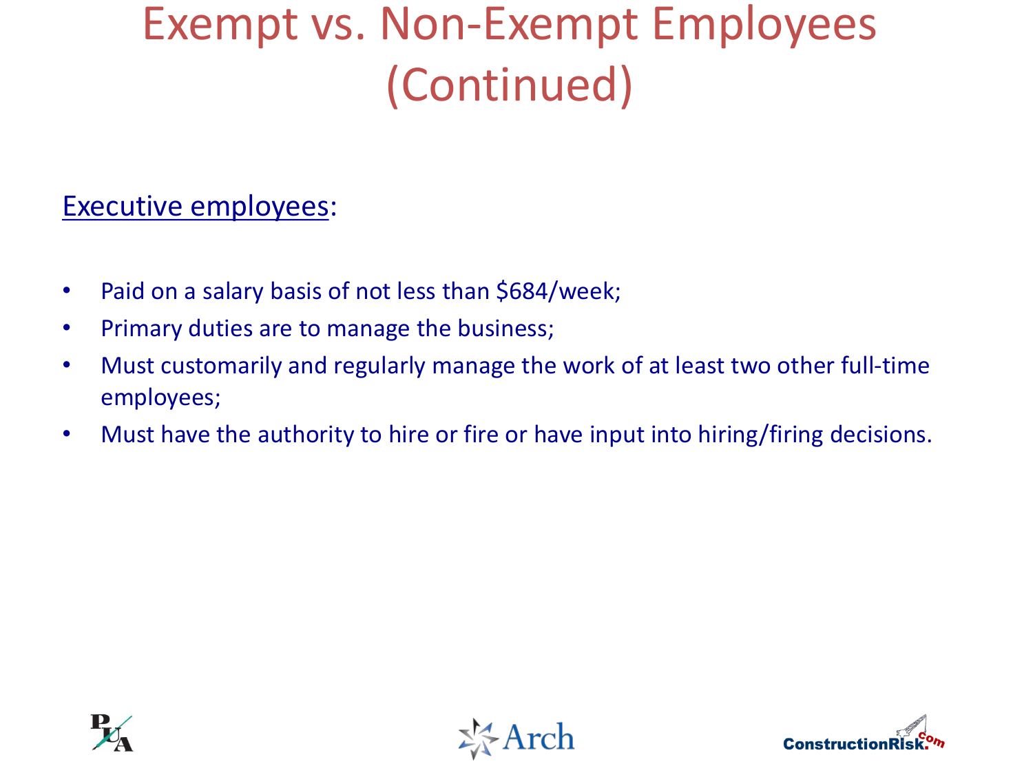# Exempt vs. Non-Exempt Employees (Continued)

Executive employees:

- Paid on a salary basis of not less than $684/week;
- Primary duties are to manage the business;
- Must customarily and regularly manage the work of at least two other full-time employees;
- Must have the authority to hire or fire or have input into hiring/firing decisions.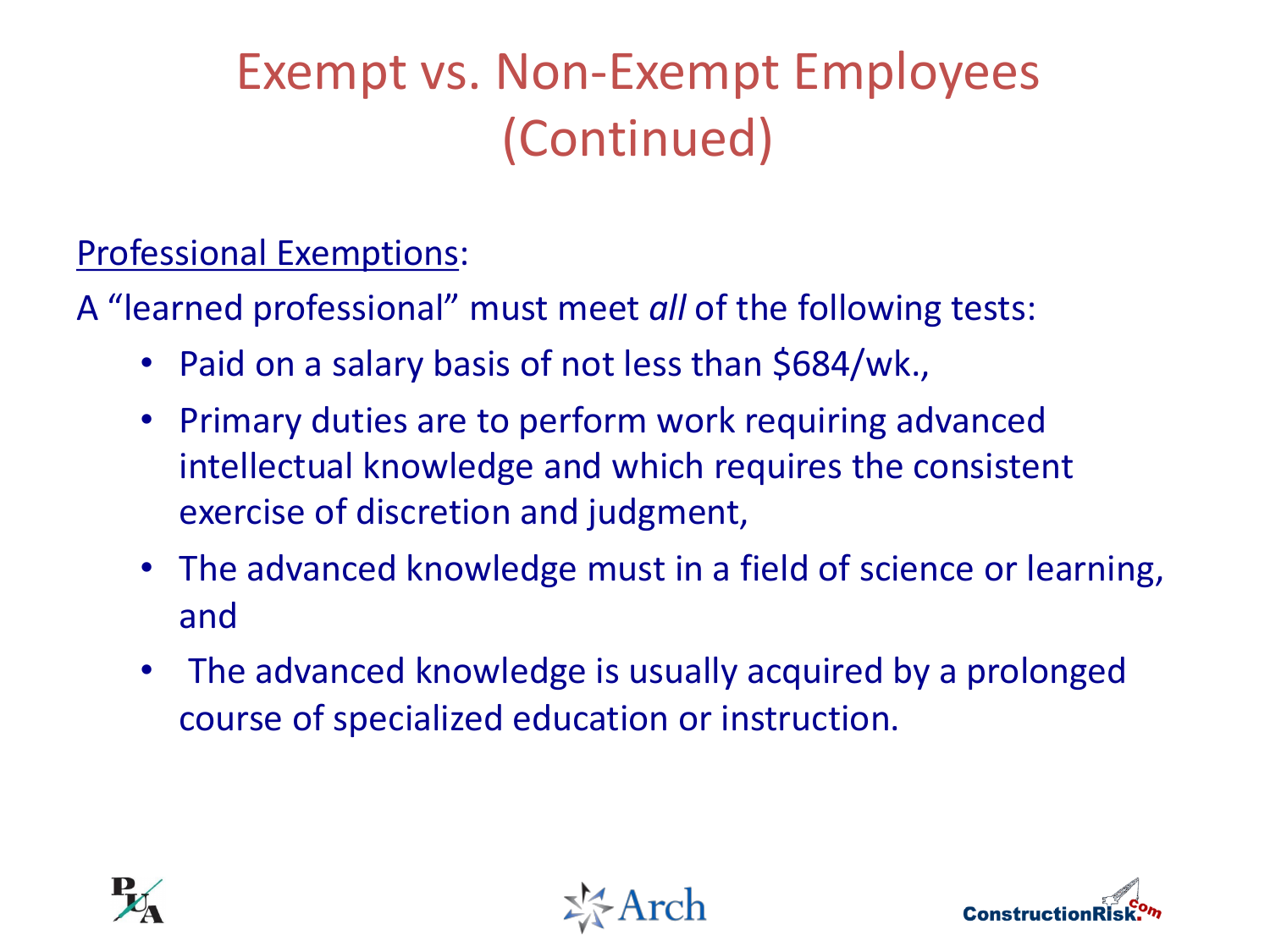# Exempt vs. Non-Exempt Employees (Continued)

<u>Professional Exemptions</u>:

A "learned professional" must meet *all* of the following tests:

- Paid on a salary basis of not less than $684/wk.,
- Primary duties are to perform work requiring advanced intellectual knowledge and which requires the consistent exercise of discretion and judgment,
- The advanced knowledge must in a field of science or learning, and
- The advanced knowledge is usually acquired by a prolonged course of specialized education or instruction.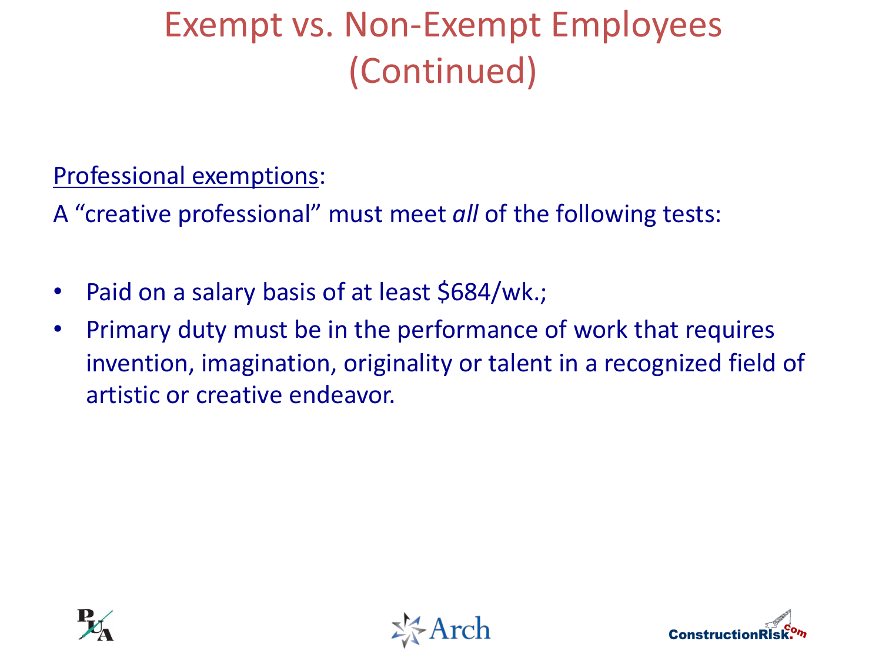# Exempt vs. Non-Exempt Employees (Continued)

<u>Professional exemptions</u>:

A "creative professional" must meet *all* of the following tests:

- Paid on a salary basis of at least $684/wk.;
- Primary duty must be in the performance of work that requires invention, imagination, originality or talent in a recognized field of artistic or creative endeavor.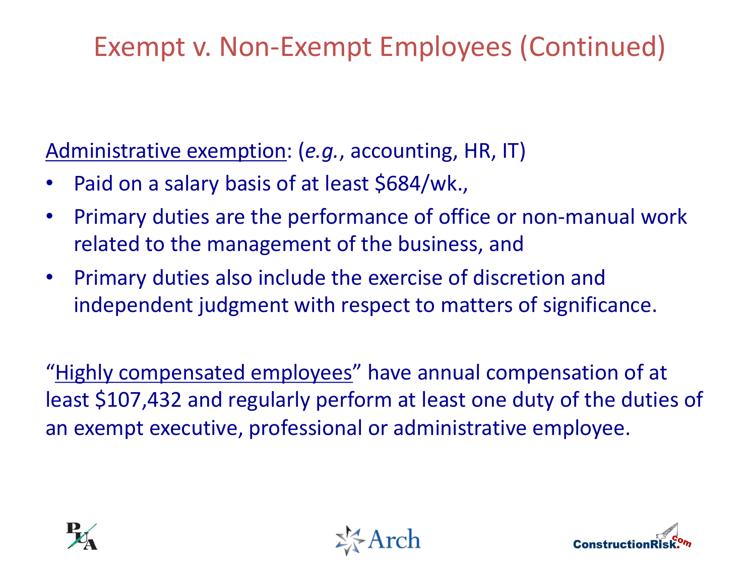# Exempt v. Non-Exempt Employees (Continued)

Administrative exemption: (*e.g.*, accounting, HR, IT)

- Paid on a salary basis of at least $684/wk.,
- Primary duties are the performance of office or non-manual work related to the management of the business, and
- Primary duties also include the exercise of discretion and independent judgment with respect to matters of significance.

"Highly compensated employees" have annual compensation of at least $107,432 and regularly perform at least one duty of the duties of an exempt executive, professional or administrative employee.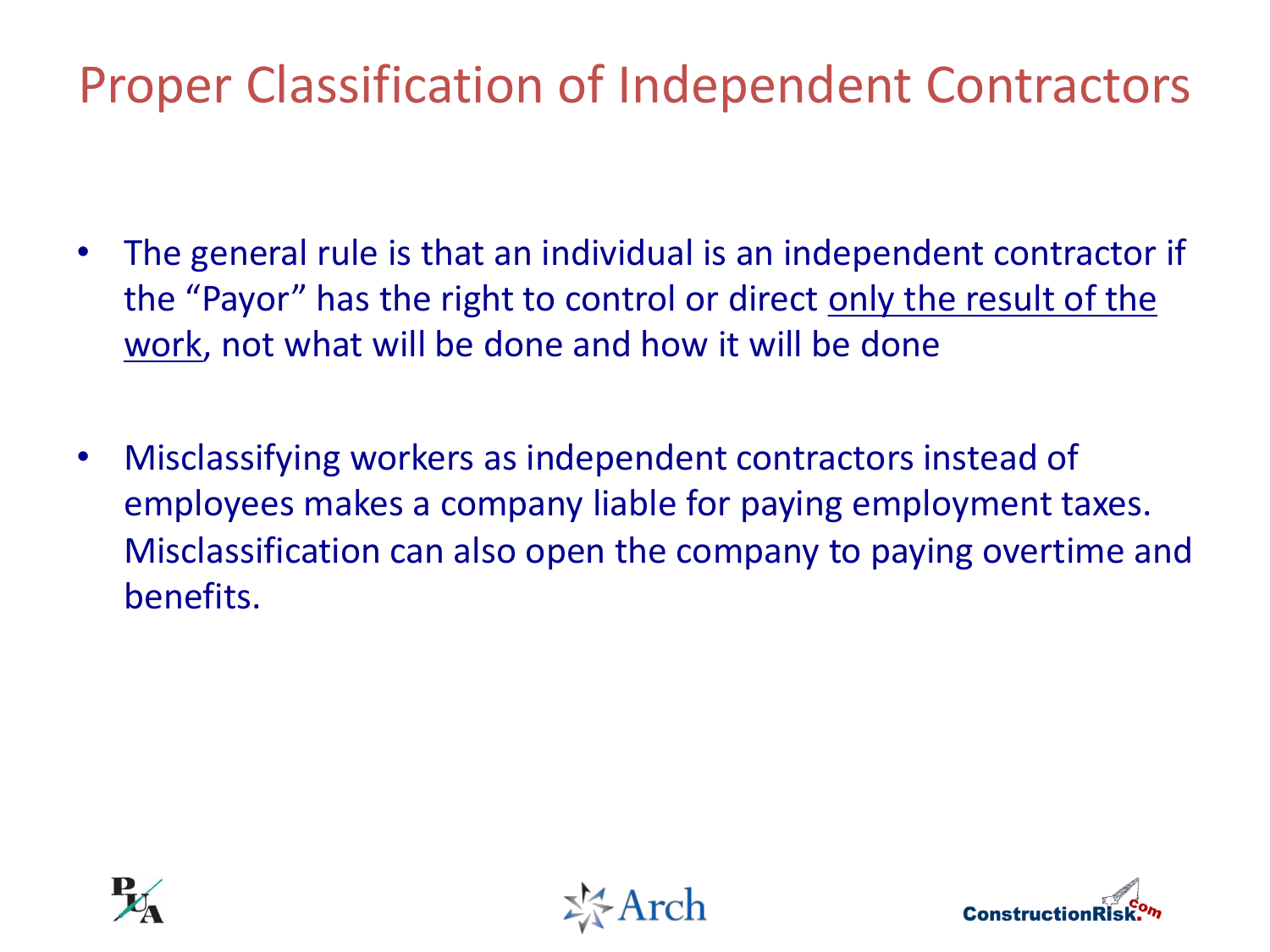# Proper Classification of Independent Contractors

- The general rule is that an individual is an independent contractor if the "Payor" has the right to control or direct only the result of the work, not what will be done and how it will be done

- Misclassifying workers as independent contractors instead of employees makes a company liable for paying employment taxes. Misclassification can also open the company to paying overtime and benefits.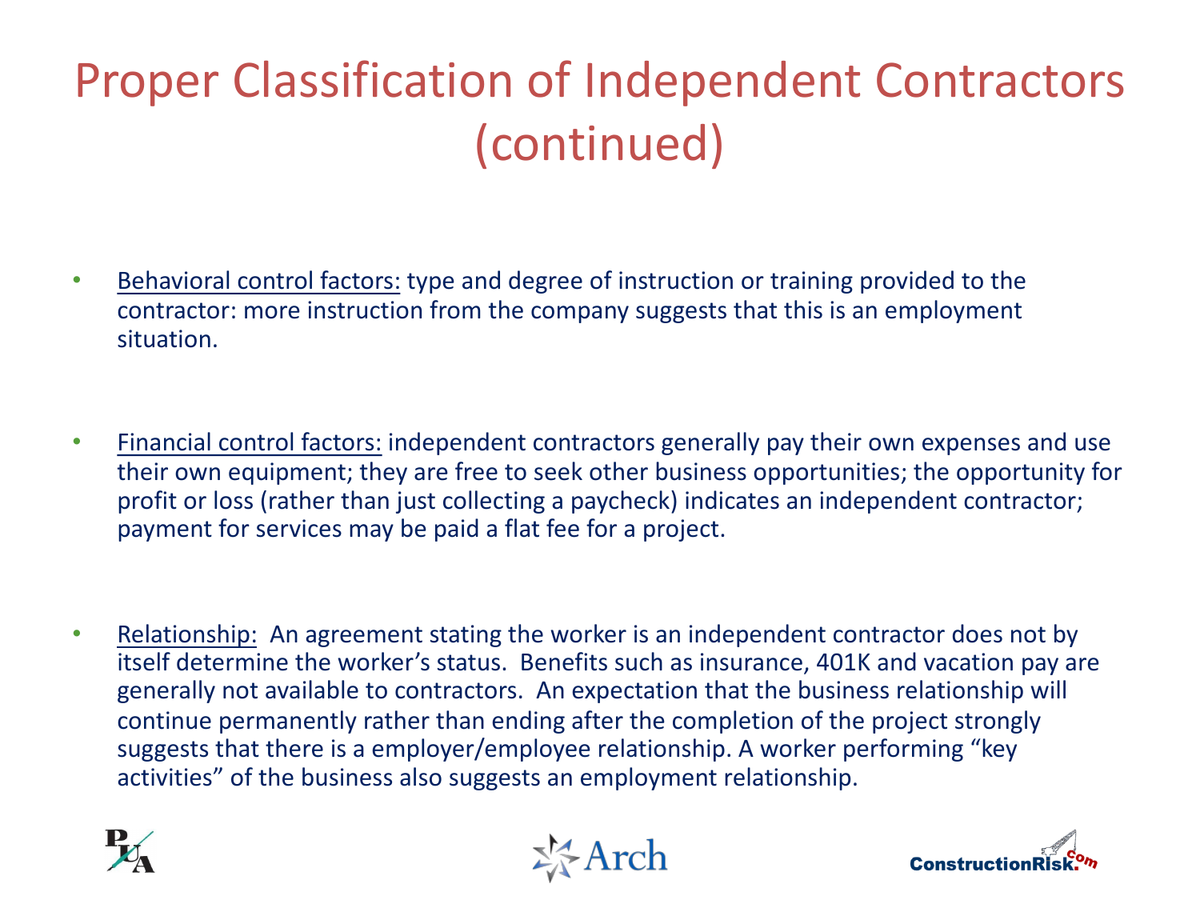# Proper Classification of Independent Contractors (continued)

- Behavioral control factors: type and degree of instruction or training provided to the contractor: more instruction from the company suggests that this is an employment situation.

- Financial control factors: independent contractors generally pay their own expenses and use their own equipment; they are free to seek other business opportunities; the opportunity for profit or loss (rather than just collecting a paycheck) indicates an independent contractor; payment for services may be paid a flat fee for a project.

- Relationship: An agreement stating the worker is an independent contractor does not by itself determine the worker's status. Benefits such as insurance, 401K and vacation pay are generally not available to contractors. An expectation that the business relationship will continue permanently rather than ending after the completion of the project strongly suggests that there is a employer/employee relationship. A worker performing "key activities" of the business also suggests an employment relationship.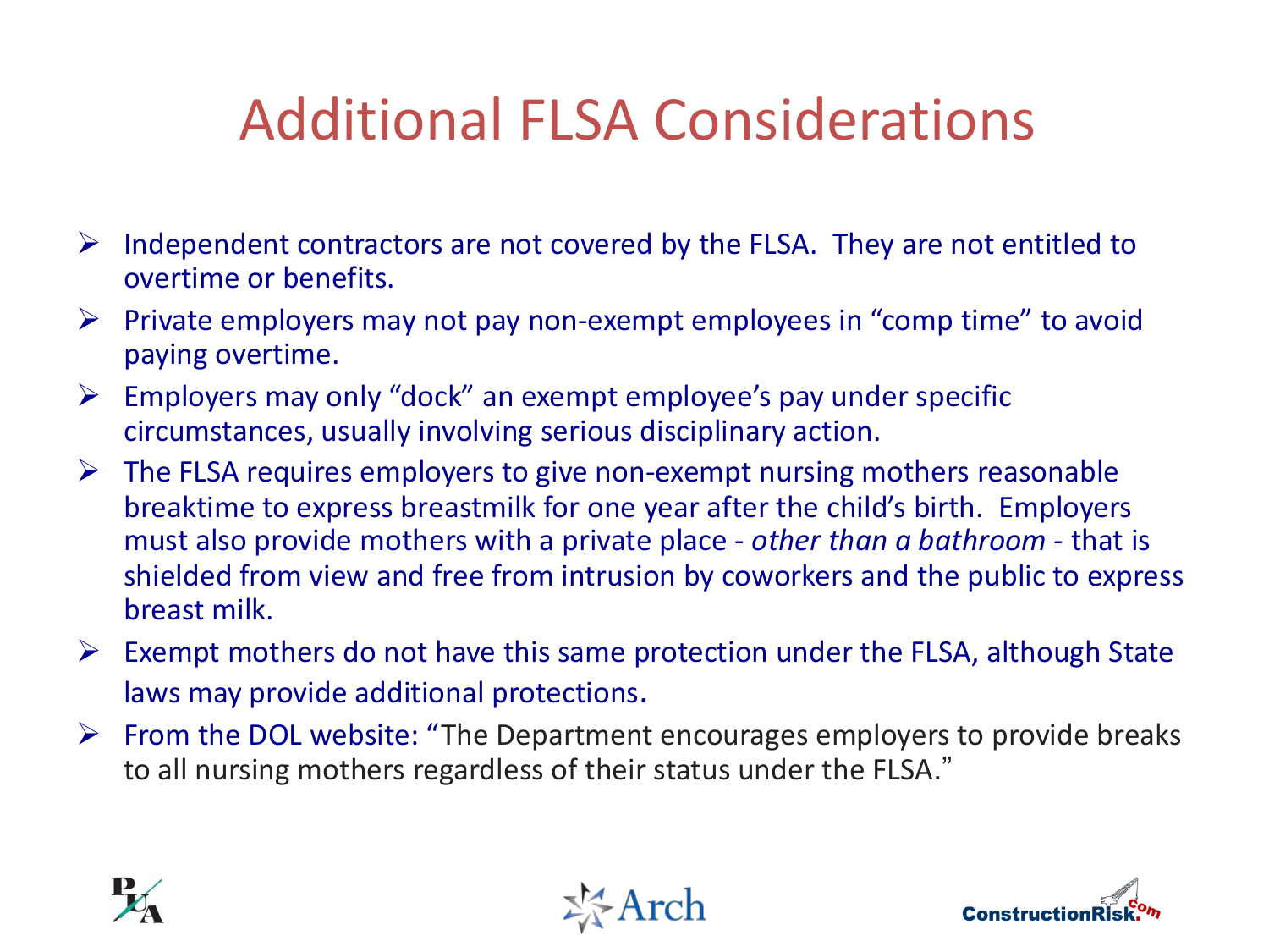# Additional FLSA Considerations

- Independent contractors are not covered by the FLSA. They are not entitled to overtime or benefits.
- Private employers may not pay non-exempt employees in "comp time" to avoid paying overtime.
- Employers may only "dock" an exempt employee's pay under specific circumstances, usually involving serious disciplinary action.
- The FLSA requires employers to give non-exempt nursing mothers reasonable breaktime to express breastmilk for one year after the child's birth. Employers must also provide mothers with a private place - *other than a bathroom* - that is shielded from view and free from intrusion by coworkers and the public to express breast milk.
- Exempt mothers do not have this same protection under the FLSA, although State laws may provide additional protections.
- From the DOL website: "The Department encourages employers to provide breaks to all nursing mothers regardless of their status under the FLSA."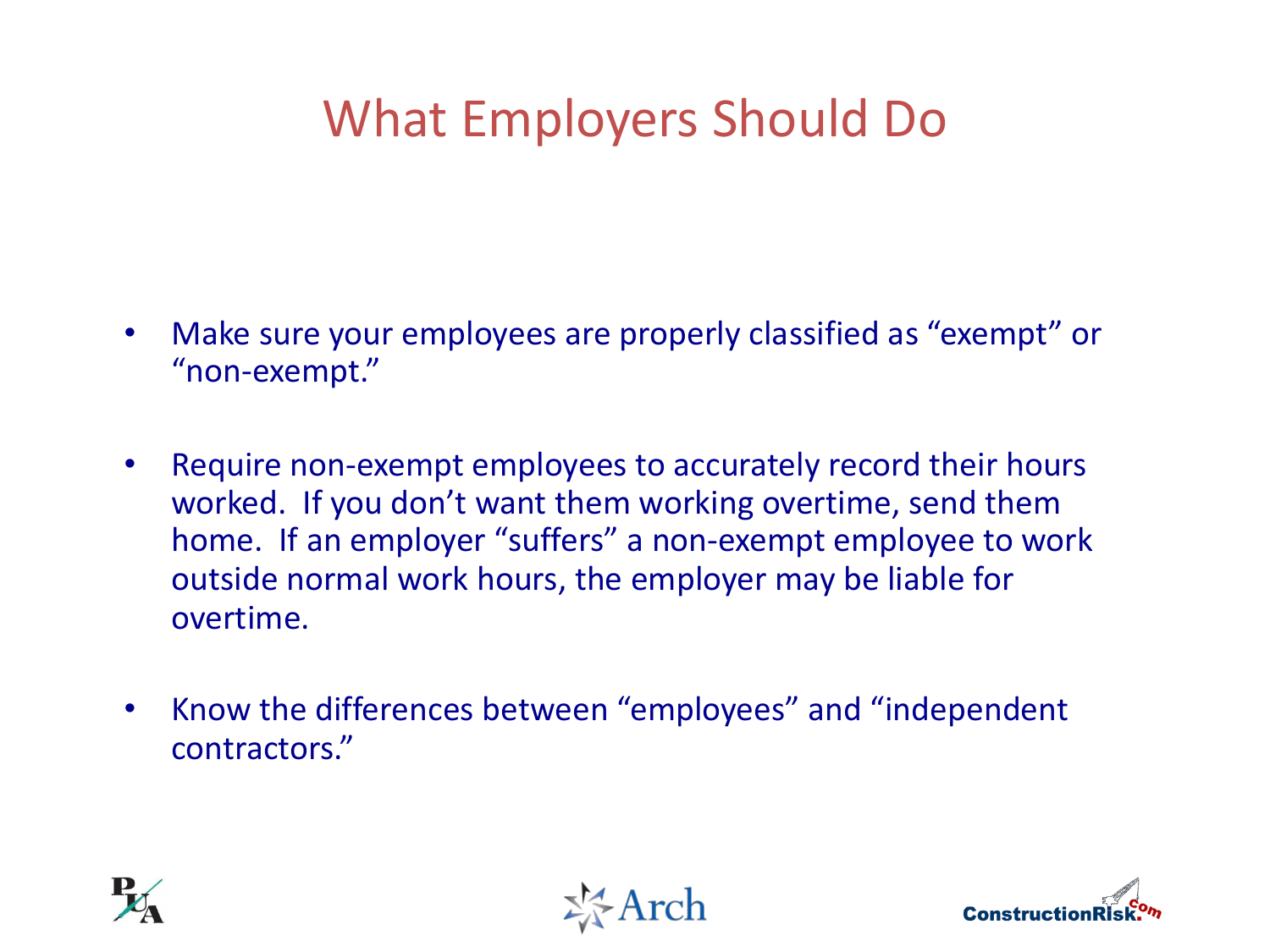# What Employers Should Do

- Make sure your employees are properly classified as “exempt” or “non-exempt.”
- Require non-exempt employees to accurately record their hours worked. If you don’t want them working overtime, send them home. If an employer “suffers” a non-exempt employee to work outside normal work hours, the employer may be liable for overtime.
- Know the differences between “employees” and “independent contractors.”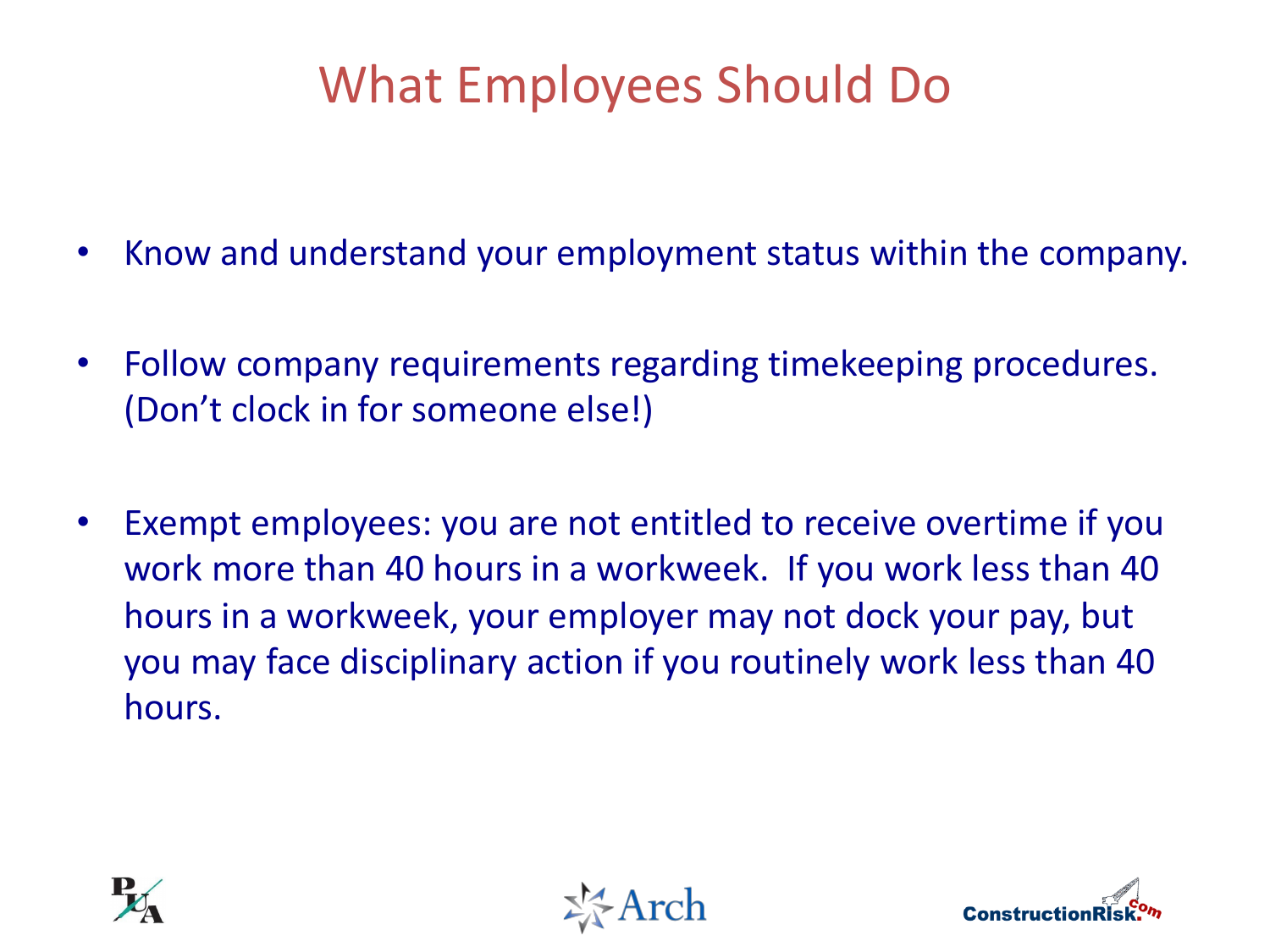# What Employees Should Do

- Know and understand your employment status within the company.
- Follow company requirements regarding timekeeping procedures. (Don't clock in for someone else!)
- Exempt employees: you are not entitled to receive overtime if you work more than 40 hours in a workweek. If you work less than 40 hours in a workweek, your employer may not dock your pay, but you may face disciplinary action if you routinely work less than 40 hours.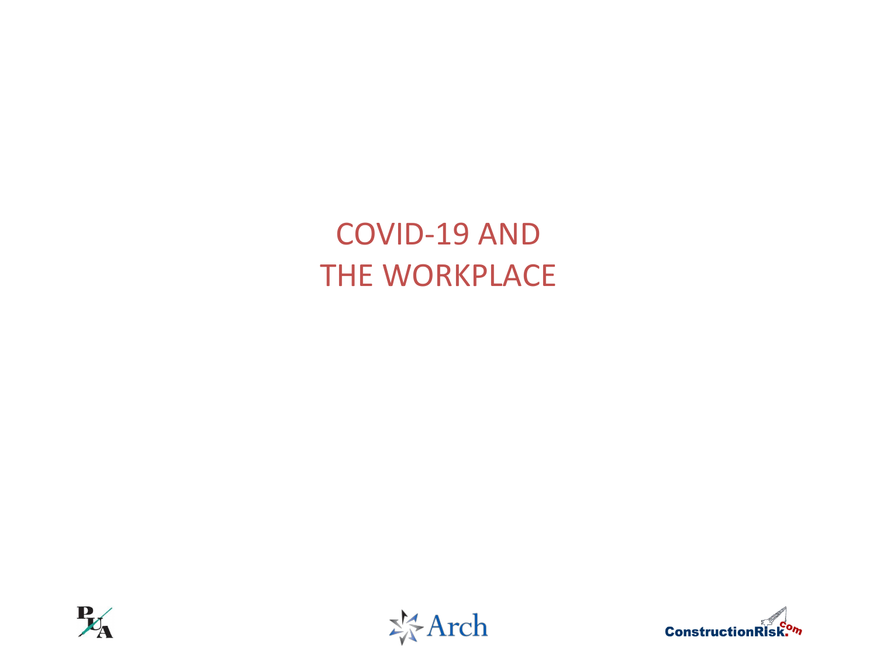# COVID-19 AND THE WORKPLACE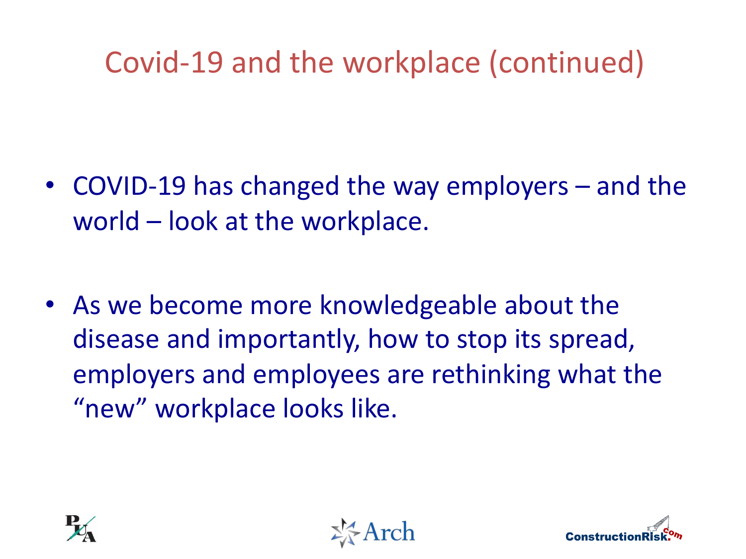# Covid-19 and the workplace (continued)

- COVID-19 has changed the way employers – and the world – look at the workplace.

- As we become more knowledgeable about the disease and importantly, how to stop its spread, employers and employees are rethinking what the "new" workplace looks like.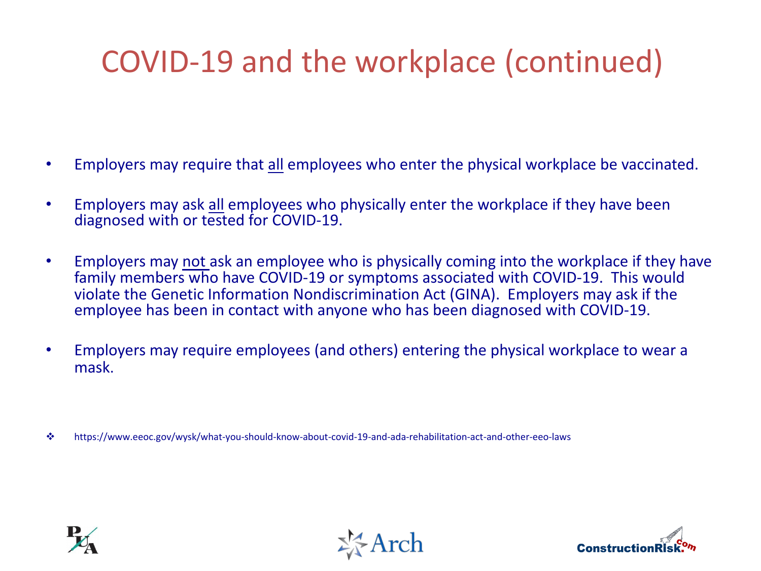# COVID-19 and the workplace (continued)

- Employers may require that all employees who enter the physical workplace be vaccinated.
- Employers may ask all employees who physically enter the workplace if they have been diagnosed with or tested for COVID-19.
- Employers may not ask an employee who is physically coming into the workplace if they have family members who have COVID-19 or symptoms associated with COVID-19. This would violate the Genetic Information Nondiscrimination Act (GINA). Employers may ask if the employee has been in contact with anyone who has been diagnosed with COVID-19.
- Employers may require employees (and others) entering the physical workplace to wear a mask.

❖ https://www.eeoc.gov/wysk/what-you-should-know-about-covid-19-and-ada-rehabilitation-act-and-other-eeo-laws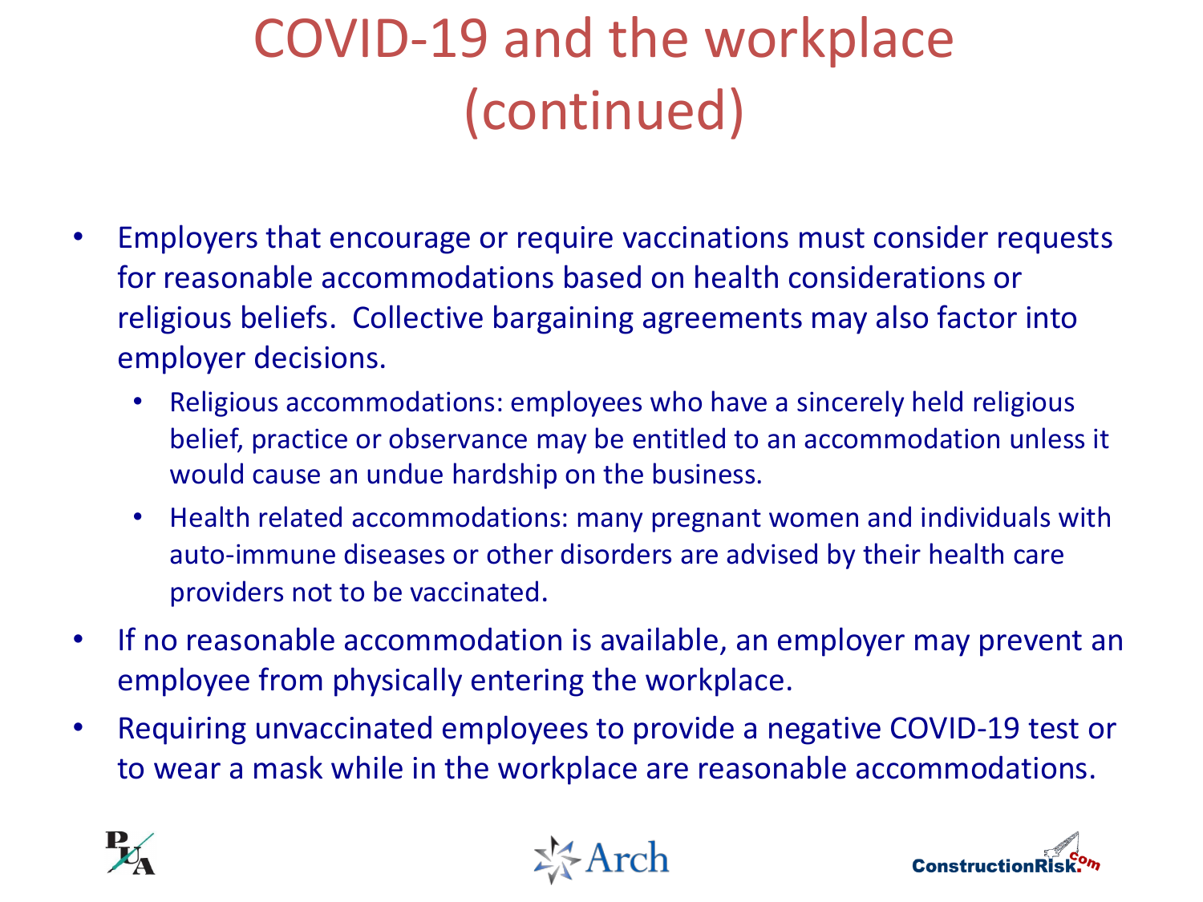# COVID-19 and the workplace (continued)

- Employers that encourage or require vaccinations must consider requests for reasonable accommodations based on health considerations or religious beliefs. Collective bargaining agreements may also factor into employer decisions.
  - Religious accommodations: employees who have a sincerely held religious belief, practice or observance may be entitled to an accommodation unless it would cause an undue hardship on the business.
  - Health related accommodations: many pregnant women and individuals with auto-immune diseases or other disorders are advised by their health care providers not to be vaccinated.
- If no reasonable accommodation is available, an employer may prevent an employee from physically entering the workplace.
- Requiring unvaccinated employees to provide a negative COVID-19 test or to wear a mask while in the workplace are reasonable accommodations.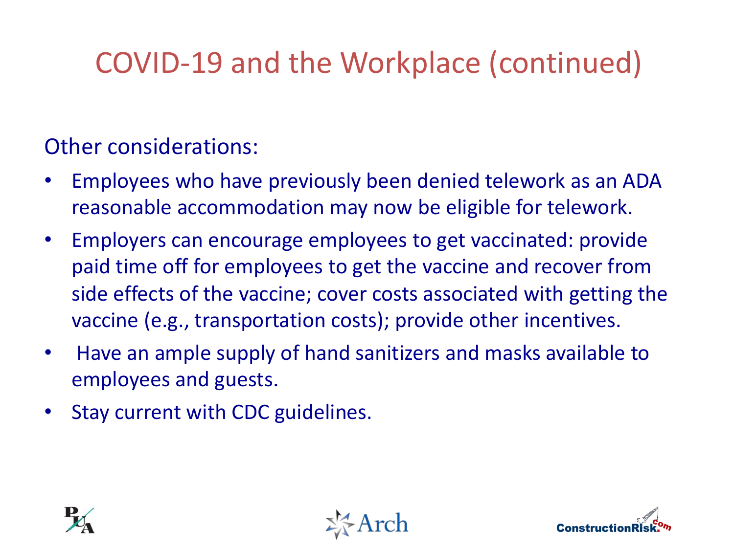# COVID-19 and the Workplace (continued)

Other considerations:

- Employees who have previously been denied telework as an ADA reasonable accommodation may now be eligible for telework.
- Employers can encourage employees to get vaccinated: provide paid time off for employees to get the vaccine and recover from side effects of the vaccine; cover costs associated with getting the vaccine (e.g., transportation costs); provide other incentives.
- Have an ample supply of hand sanitizers and masks available to employees and guests.
- Stay current with CDC guidelines.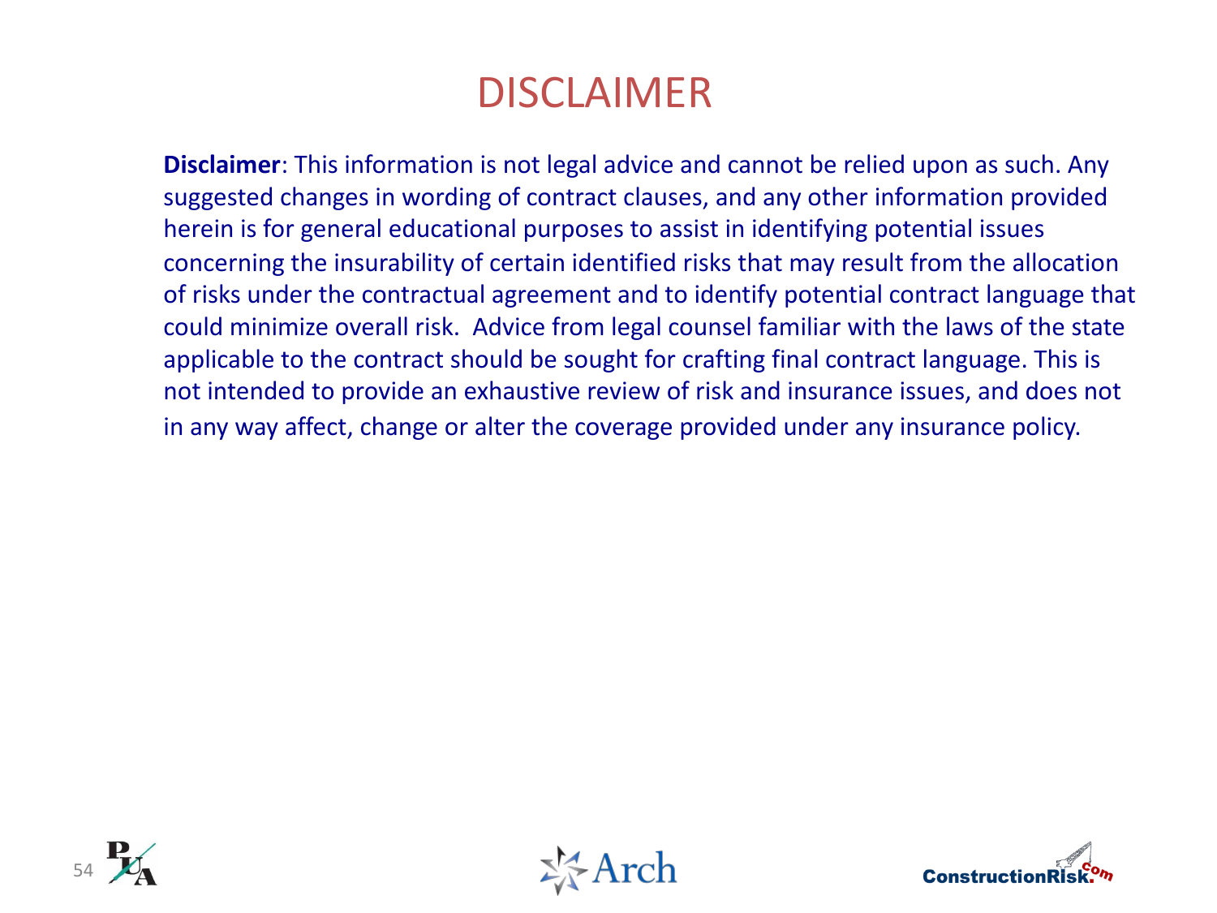# DISCLAIMER

**Disclaimer**: This information is not legal advice and cannot be relied upon as such. Any suggested changes in wording of contract clauses, and any other information provided herein is for general educational purposes to assist in identifying potential issues concerning the insurability of certain identified risks that may result from the allocation of risks under the contractual agreement and to identify potential contract language that could minimize overall risk. Advice from legal counsel familiar with the laws of the state applicable to the contract should be sought for crafting final contract language. This is not intended to provide an exhaustive review of risk and insurance issues, and does not in any way affect, change or alter the coverage provided under any insurance policy.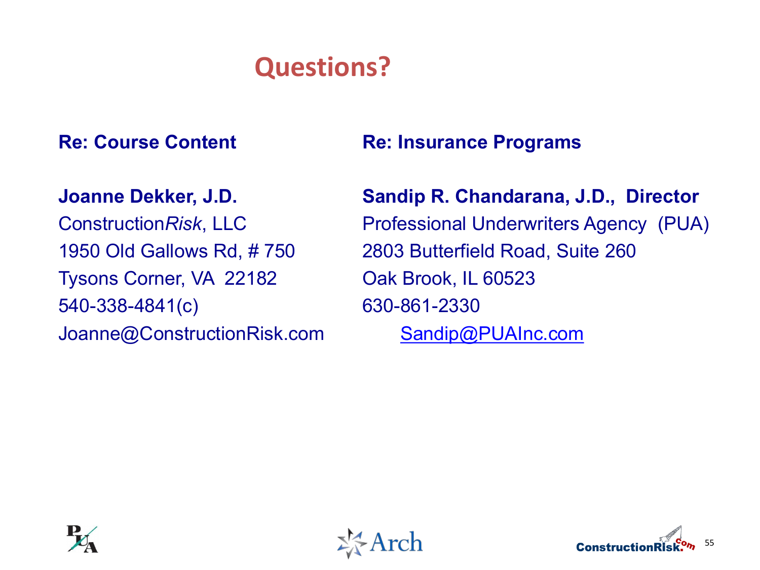# Questions?

**Re: Course Content**

**Joanne Dekker, J.D.**
Construction*Risk*, LLC
1950 Old Gallows Rd, # 750
Tysons Corner, VA 22182
540-338-4841(c)
Joanne@ConstructionRisk.com

**Re: Insurance Programs**

**Sandip R. Chandarana, J.D., Director**
Professional Underwriters Agency (PUA)
2803 Butterfield Road, Suite 260
Oak Brook, IL 60523
630-861-2330
Sandip@PUAInc.com